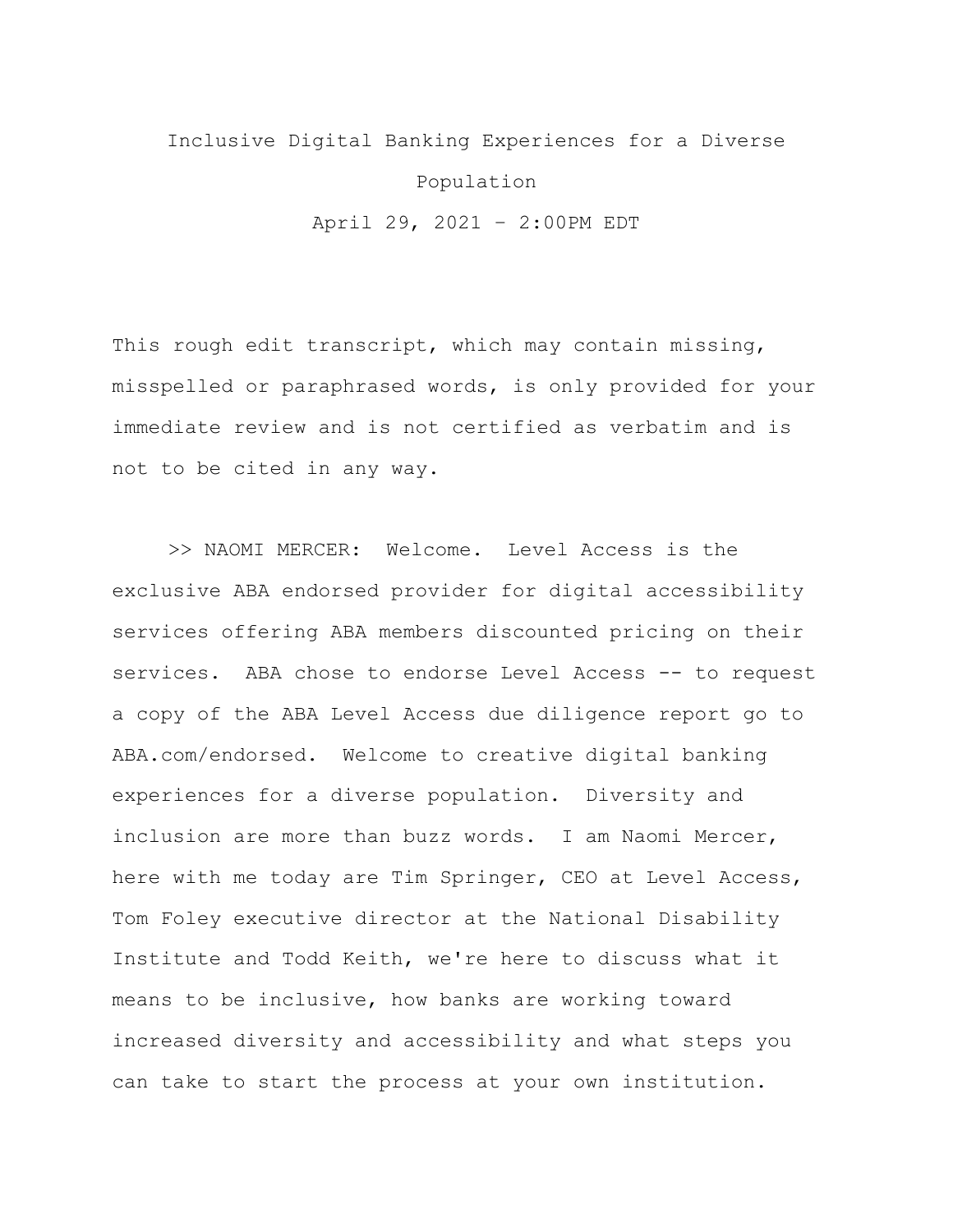# Inclusive Digital Banking Experiences for a Diverse Population

April 29, 2021 – 2:00PM EDT

This rough edit transcript, which may contain missing, misspelled or paraphrased words, is only provided for your immediate review and is not certified as verbatim and is not to be cited in any way.

>> NAOMI MERCER: Welcome. Level Access is the exclusive ABA endorsed provider for digital accessibility services offering ABA members discounted pricing on their services. ABA chose to endorse Level Access -- to request a copy of the ABA Level Access due diligence report go to ABA.com/endorsed. Welcome to creative digital banking experiences for a diverse population. Diversity and inclusion are more than buzz words. I am Naomi Mercer, here with me today are Tim Springer, CEO at Level Access, Tom Foley executive director at the National Disability Institute and Todd Keith, we're here to discuss what it means to be inclusive, how banks are working toward increased diversity and accessibility and what steps you can take to start the process at your own institution.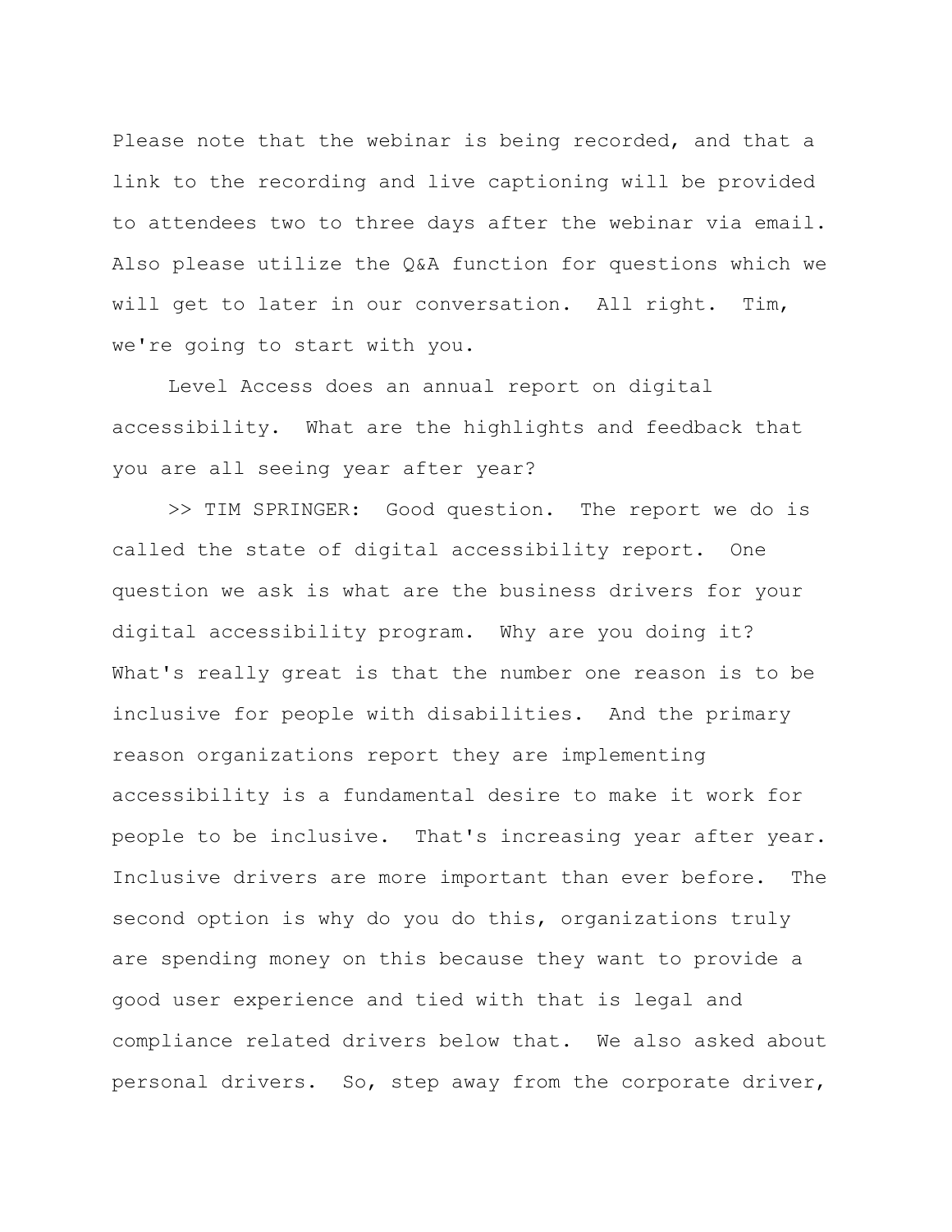Please note that the webinar is being recorded, and that a link to the recording and live captioning will be provided to attendees two to three days after the webinar via email. Also please utilize the Q&A function for questions which we will get to later in our conversation. All right. Tim, we're going to start with you.

Level Access does an annual report on digital accessibility. What are the highlights and feedback that you are all seeing year after year?

>> TIM SPRINGER: Good question. The report we do is called the state of digital accessibility report. One question we ask is what are the business drivers for your digital accessibility program. Why are you doing it? What's really great is that the number one reason is to be inclusive for people with disabilities. And the primary reason organizations report they are implementing accessibility is a fundamental desire to make it work for people to be inclusive. That's increasing year after year. Inclusive drivers are more important than ever before. The second option is why do you do this, organizations truly are spending money on this because they want to provide a good user experience and tied with that is legal and compliance related drivers below that. We also asked about personal drivers. So, step away from the corporate driver,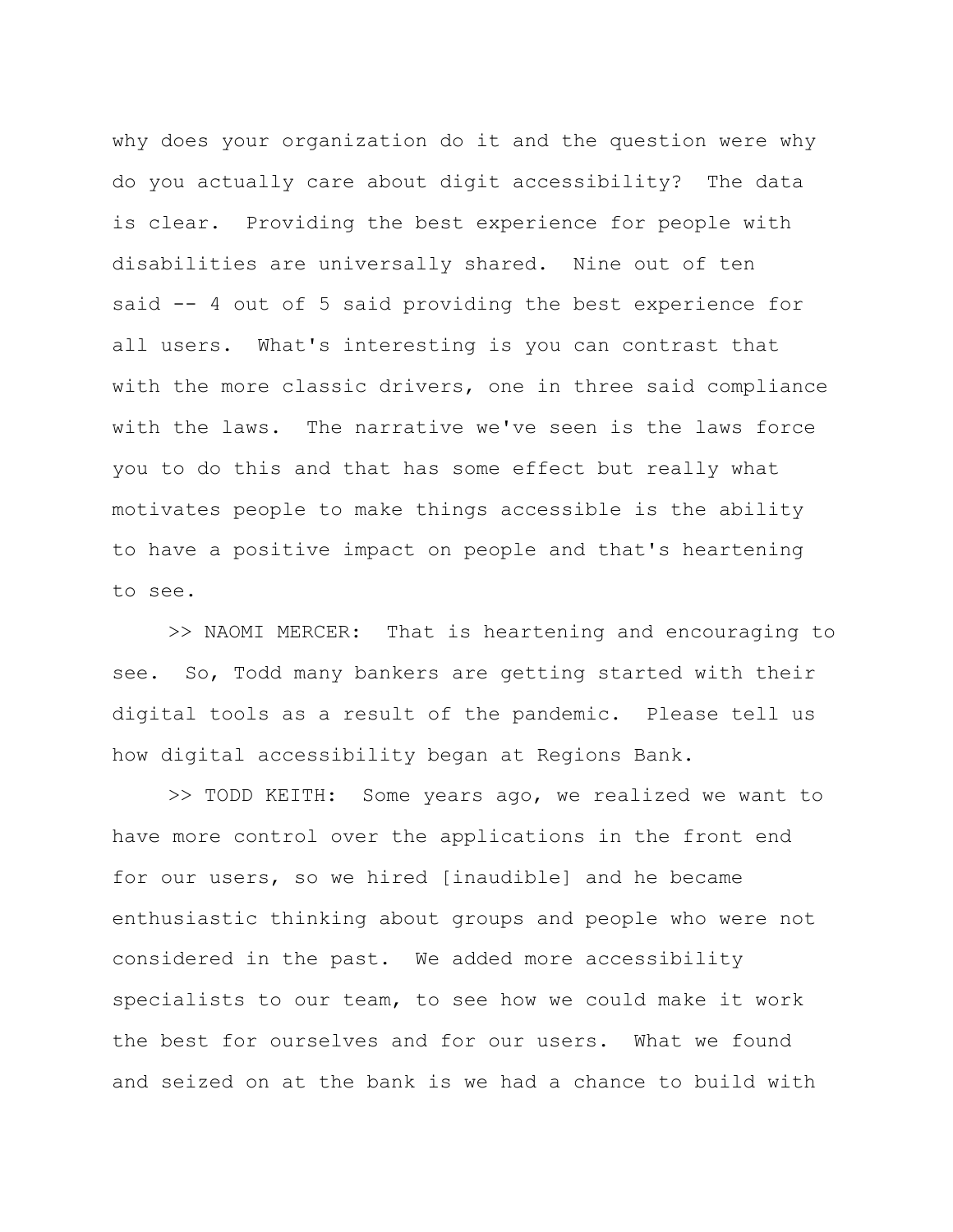why does your organization do it and the question were why do you actually care about digit accessibility? The data is clear. Providing the best experience for people with disabilities are universally shared. Nine out of ten said -- 4 out of 5 said providing the best experience for all users. What's interesting is you can contrast that with the more classic drivers, one in three said compliance with the laws. The narrative we've seen is the laws force you to do this and that has some effect but really what motivates people to make things accessible is the ability to have a positive impact on people and that's heartening to see.

>> NAOMI MERCER: That is heartening and encouraging to see. So, Todd many bankers are getting started with their digital tools as a result of the pandemic. Please tell us how digital accessibility began at Regions Bank.

>> TODD KEITH: Some years ago, we realized we want to have more control over the applications in the front end for our users, so we hired [inaudible] and he became enthusiastic thinking about groups and people who were not considered in the past. We added more accessibility specialists to our team, to see how we could make it work the best for ourselves and for our users. What we found and seized on at the bank is we had a chance to build with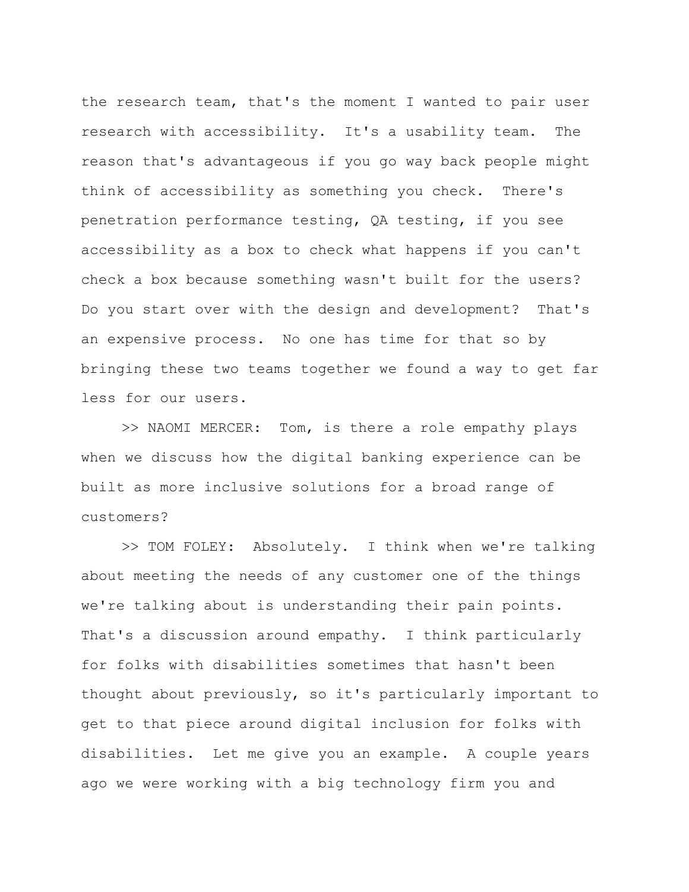the research team, that's the moment I wanted to pair user research with accessibility. It's a usability team. The reason that's advantageous if you go way back people might think of accessibility as something you check. There's penetration performance testing, QA testing, if you see accessibility as a box to check what happens if you can't check a box because something wasn't built for the users? Do you start over with the design and development? That's an expensive process. No one has time for that so by bringing these two teams together we found a way to get far less for our users.

>> NAOMI MERCER: Tom, is there a role empathy plays when we discuss how the digital banking experience can be built as more inclusive solutions for a broad range of customers?

>> TOM FOLEY: Absolutely. I think when we're talking about meeting the needs of any customer one of the things we're talking about is understanding their pain points. That's a discussion around empathy. I think particularly for folks with disabilities sometimes that hasn't been thought about previously, so it's particularly important to get to that piece around digital inclusion for folks with disabilities. Let me give you an example. A couple years ago we were working with a big technology firm you and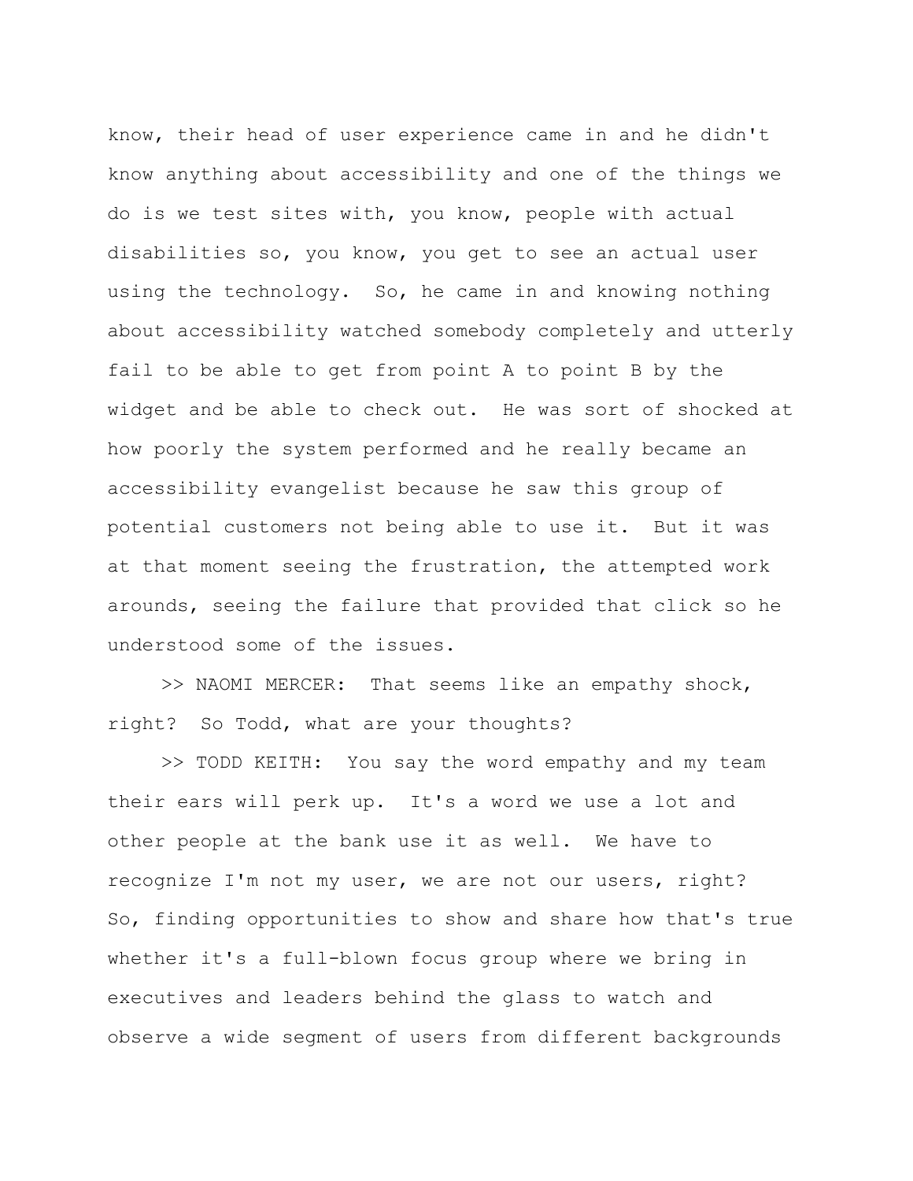know, their head of user experience came in and he didn't know anything about accessibility and one of the things we do is we test sites with, you know, people with actual disabilities so, you know, you get to see an actual user using the technology. So, he came in and knowing nothing about accessibility watched somebody completely and utterly fail to be able to get from point A to point B by the widget and be able to check out. He was sort of shocked at how poorly the system performed and he really became an accessibility evangelist because he saw this group of potential customers not being able to use it. But it was at that moment seeing the frustration, the attempted work arounds, seeing the failure that provided that click so he understood some of the issues.

>> NAOMI MERCER: That seems like an empathy shock, right? So Todd, what are your thoughts?

>> TODD KEITH: You say the word empathy and my team their ears will perk up. It's a word we use a lot and other people at the bank use it as well. We have to recognize I'm not my user, we are not our users, right? So, finding opportunities to show and share how that's true whether it's a full-blown focus group where we bring in executives and leaders behind the glass to watch and observe a wide segment of users from different backgrounds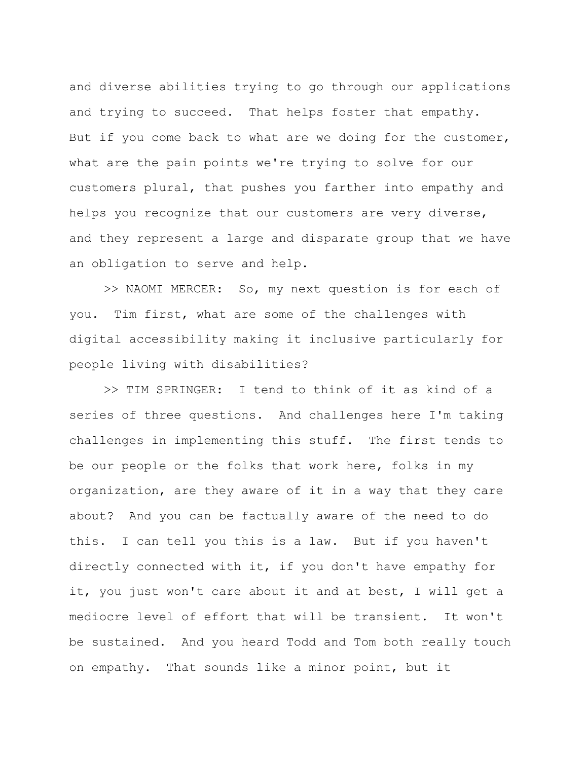and diverse abilities trying to go through our applications and trying to succeed. That helps foster that empathy. But if you come back to what are we doing for the customer, what are the pain points we're trying to solve for our customers plural, that pushes you farther into empathy and helps you recognize that our customers are very diverse, and they represent a large and disparate group that we have an obligation to serve and help.

>> NAOMI MERCER: So, my next question is for each of you. Tim first, what are some of the challenges with digital accessibility making it inclusive particularly for people living with disabilities?

>> TIM SPRINGER: I tend to think of it as kind of a series of three questions. And challenges here I'm taking challenges in implementing this stuff. The first tends to be our people or the folks that work here, folks in my organization, are they aware of it in a way that they care about? And you can be factually aware of the need to do this. I can tell you this is a law. But if you haven't directly connected with it, if you don't have empathy for it, you just won't care about it and at best, I will get a mediocre level of effort that will be transient. It won't be sustained. And you heard Todd and Tom both really touch on empathy. That sounds like a minor point, but it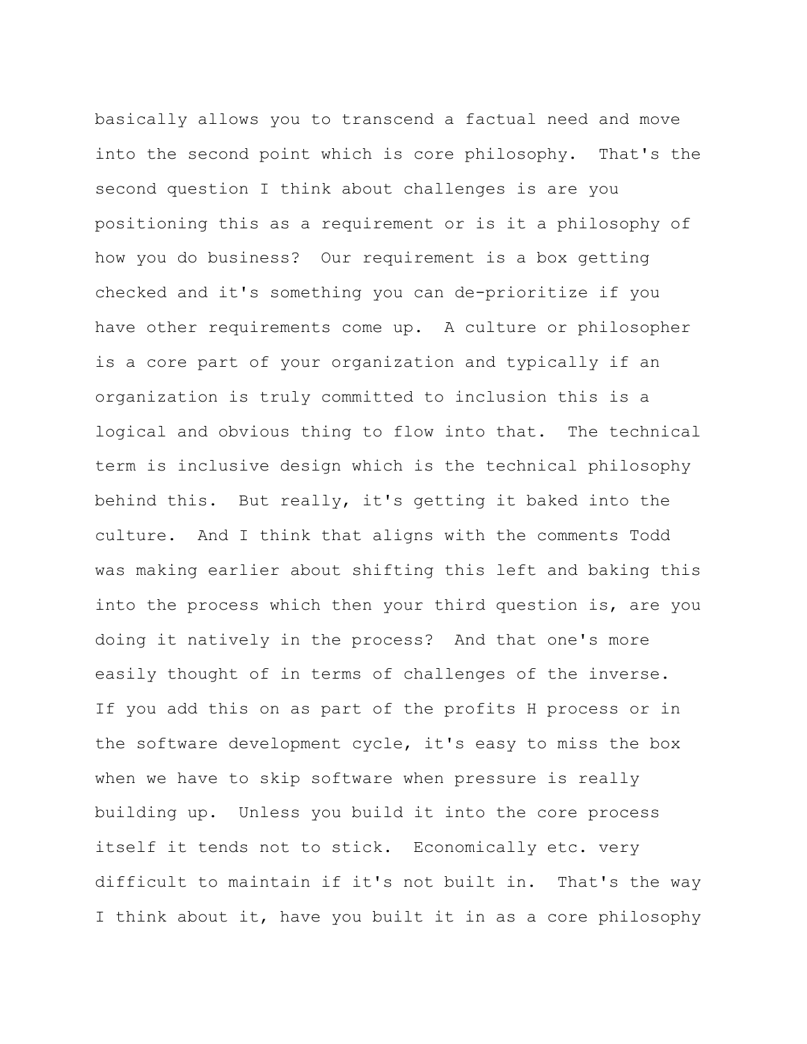basically allows you to transcend a factual need and move into the second point which is core philosophy. That's the second question I think about challenges is are you positioning this as a requirement or is it a philosophy of how you do business? Our requirement is a box getting checked and it's something you can de-prioritize if you have other requirements come up. A culture or philosopher is a core part of your organization and typically if an organization is truly committed to inclusion this is a logical and obvious thing to flow into that. The technical term is inclusive design which is the technical philosophy behind this. But really, it's getting it baked into the culture. And I think that aligns with the comments Todd was making earlier about shifting this left and baking this into the process which then your third question is, are you doing it natively in the process? And that one's more easily thought of in terms of challenges of the inverse. If you add this on as part of the profits H process or in the software development cycle, it's easy to miss the box when we have to skip software when pressure is really building up. Unless you build it into the core process itself it tends not to stick. Economically etc. very difficult to maintain if it's not built in. That's the way I think about it, have you built it in as a core philosophy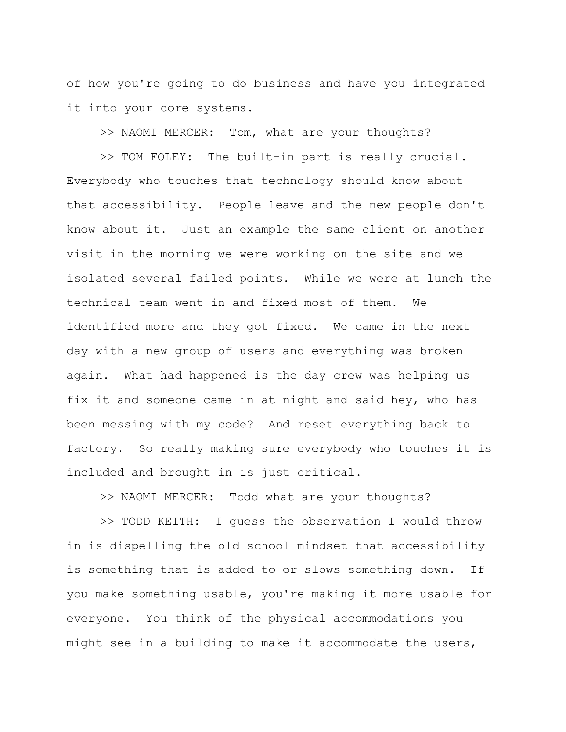of how you're going to do business and have you integrated it into your core systems.

>> NAOMI MERCER: Tom, what are your thoughts?

>> TOM FOLEY: The built-in part is really crucial. Everybody who touches that technology should know about that accessibility. People leave and the new people don't know about it. Just an example the same client on another visit in the morning we were working on the site and we isolated several failed points. While we were at lunch the technical team went in and fixed most of them. We identified more and they got fixed. We came in the next day with a new group of users and everything was broken again. What had happened is the day crew was helping us fix it and someone came in at night and said hey, who has been messing with my code? And reset everything back to factory. So really making sure everybody who touches it is included and brought in is just critical.

>> NAOMI MERCER: Todd what are your thoughts?

>> TODD KEITH: I guess the observation I would throw in is dispelling the old school mindset that accessibility is something that is added to or slows something down. If you make something usable, you're making it more usable for everyone. You think of the physical accommodations you might see in a building to make it accommodate the users,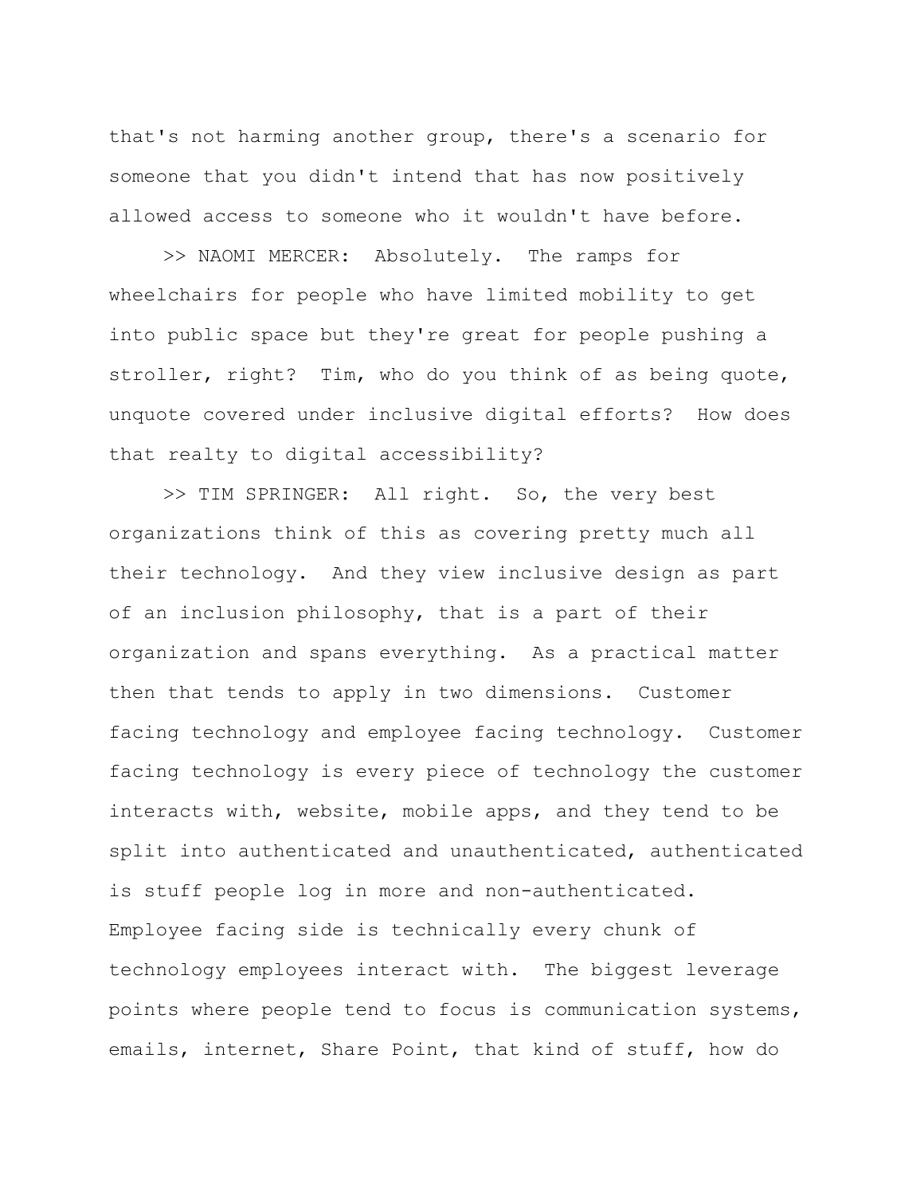that's not harming another group, there's a scenario for someone that you didn't intend that has now positively allowed access to someone who it wouldn't have before.

>> NAOMI MERCER: Absolutely. The ramps for wheelchairs for people who have limited mobility to get into public space but they're great for people pushing a stroller, right? Tim, who do you think of as being quote, unquote covered under inclusive digital efforts? How does that realty to digital accessibility?

>> TIM SPRINGER: All right. So, the very best organizations think of this as covering pretty much all their technology. And they view inclusive design as part of an inclusion philosophy, that is a part of their organization and spans everything. As a practical matter then that tends to apply in two dimensions. Customer facing technology and employee facing technology. Customer facing technology is every piece of technology the customer interacts with, website, mobile apps, and they tend to be split into authenticated and unauthenticated, authenticated is stuff people log in more and non-authenticated. Employee facing side is technically every chunk of technology employees interact with. The biggest leverage points where people tend to focus is communication systems, emails, internet, Share Point, that kind of stuff, how do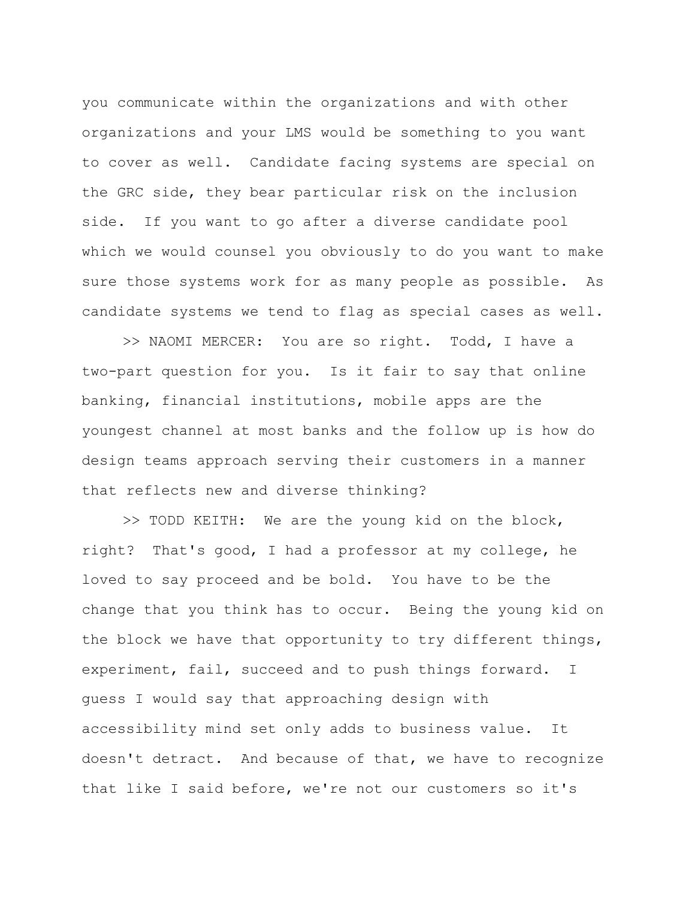you communicate within the organizations and with other organizations and your LMS would be something to you want to cover as well.  Candidate facing systems are special on the GRC side, they bear particular risk on the inclusion side.  If you want to go after a diverse candidate pool which we would counsel you obviously to do you want to make sure those systems work for as many people as possible.  As candidate systems we tend to flag as special cases as well.

>> NAOMI MERCER:  You are so right.  Todd, I have a two-part question for you.  Is it fair to say that online banking, financial institutions, mobile apps are the youngest channel at most banks and the follow up is how do design teams approach serving their customers in a manner that reflects new and diverse thinking?

>> TODD KEITH:  We are the young kid on the block, right?  That's good, I had a professor at my college, he loved to say proceed and be bold.  You have to be the change that you think has to occur.  Being the young kid on the block we have that opportunity to try different things, experiment, fail, succeed and to push things forward.  I guess I would say that approaching design with accessibility mind set only adds to business value.  It doesn't detract.  And because of that, we have to recognize that like I said before, we're not our customers so it's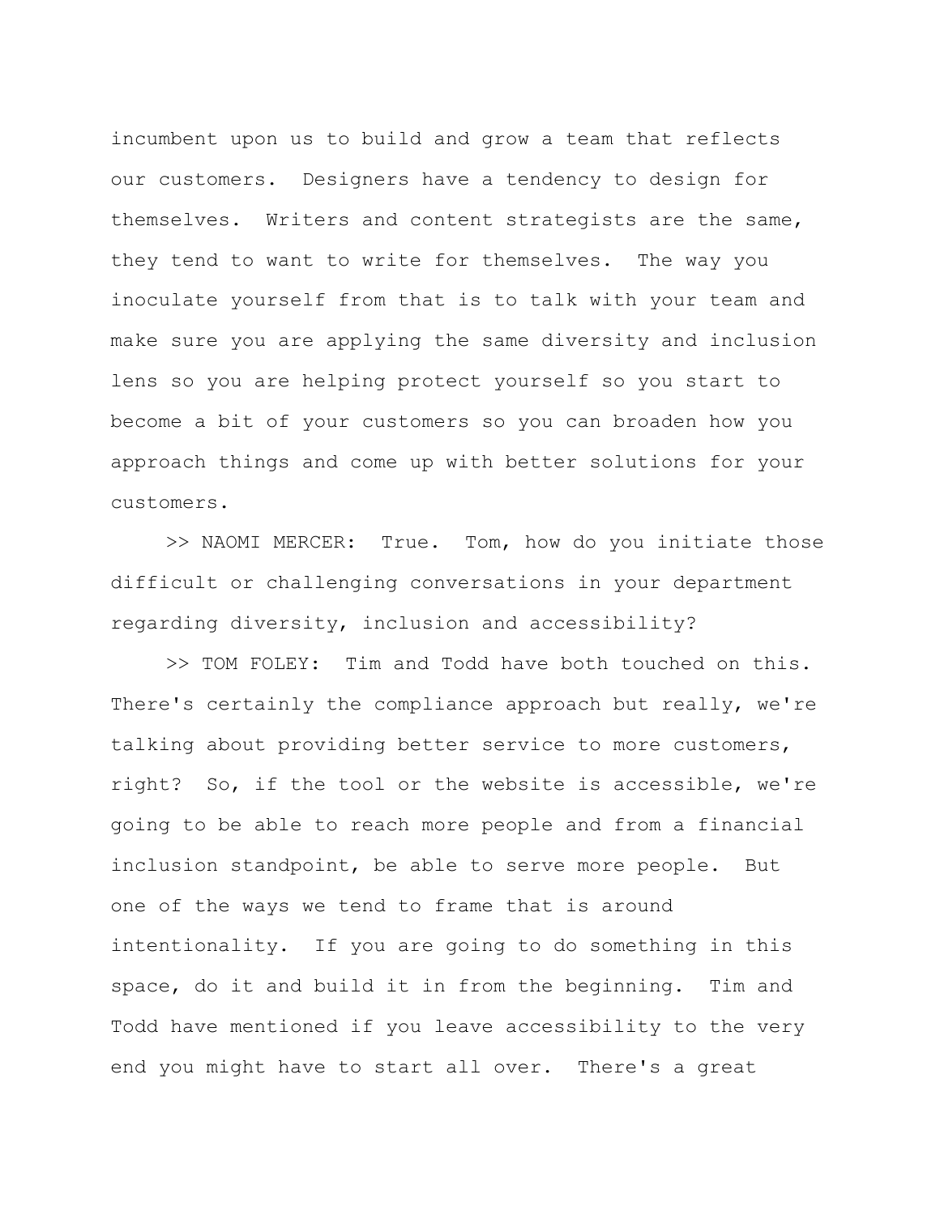incumbent upon us to build and grow a team that reflects our customers. Designers have a tendency to design for themselves. Writers and content strategists are the same, they tend to want to write for themselves. The way you inoculate yourself from that is to talk with your team and make sure you are applying the same diversity and inclusion lens so you are helping protect yourself so you start to become a bit of your customers so you can broaden how you approach things and come up with better solutions for your customers.

>> NAOMI MERCER: True. Tom, how do you initiate those difficult or challenging conversations in your department regarding diversity, inclusion and accessibility?

>> TOM FOLEY: Tim and Todd have both touched on this. There's certainly the compliance approach but really, we're talking about providing better service to more customers, right? So, if the tool or the website is accessible, we're going to be able to reach more people and from a financial inclusion standpoint, be able to serve more people. But one of the ways we tend to frame that is around intentionality. If you are going to do something in this space, do it and build it in from the beginning. Tim and Todd have mentioned if you leave accessibility to the very end you might have to start all over. There's a great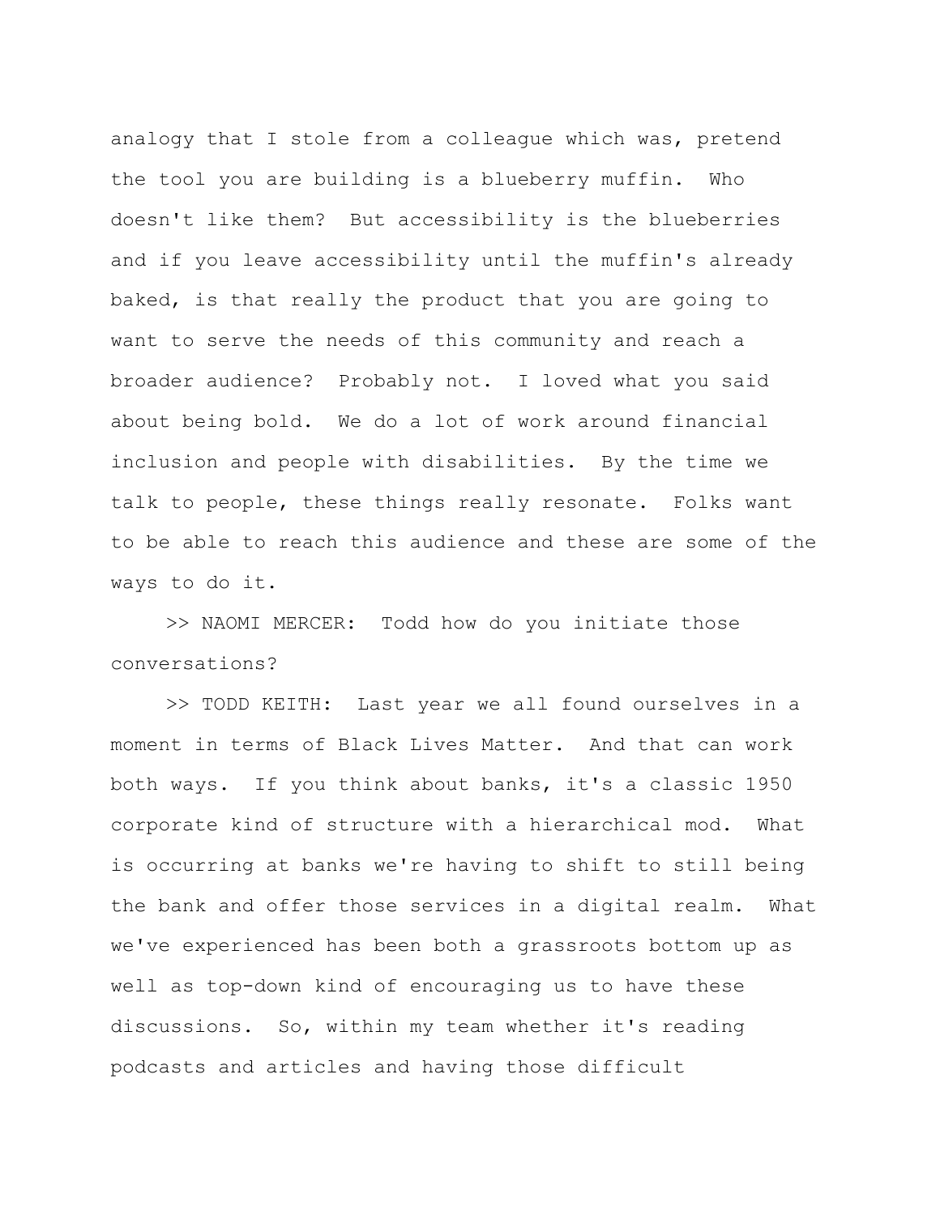analogy that I stole from a colleague which was, pretend the tool you are building is a blueberry muffin. Who doesn't like them? But accessibility is the blueberries and if you leave accessibility until the muffin's already baked, is that really the product that you are going to want to serve the needs of this community and reach a broader audience? Probably not. I loved what you said about being bold. We do a lot of work around financial inclusion and people with disabilities. By the time we talk to people, these things really resonate. Folks want to be able to reach this audience and these are some of the ways to do it.

>> NAOMI MERCER: Todd how do you initiate those conversations?

>> TODD KEITH: Last year we all found ourselves in a moment in terms of Black Lives Matter. And that can work both ways. If you think about banks, it's a classic 1950 corporate kind of structure with a hierarchical mod. What is occurring at banks we're having to shift to still being the bank and offer those services in a digital realm. What we've experienced has been both a grassroots bottom up as well as top-down kind of encouraging us to have these discussions. So, within my team whether it's reading podcasts and articles and having those difficult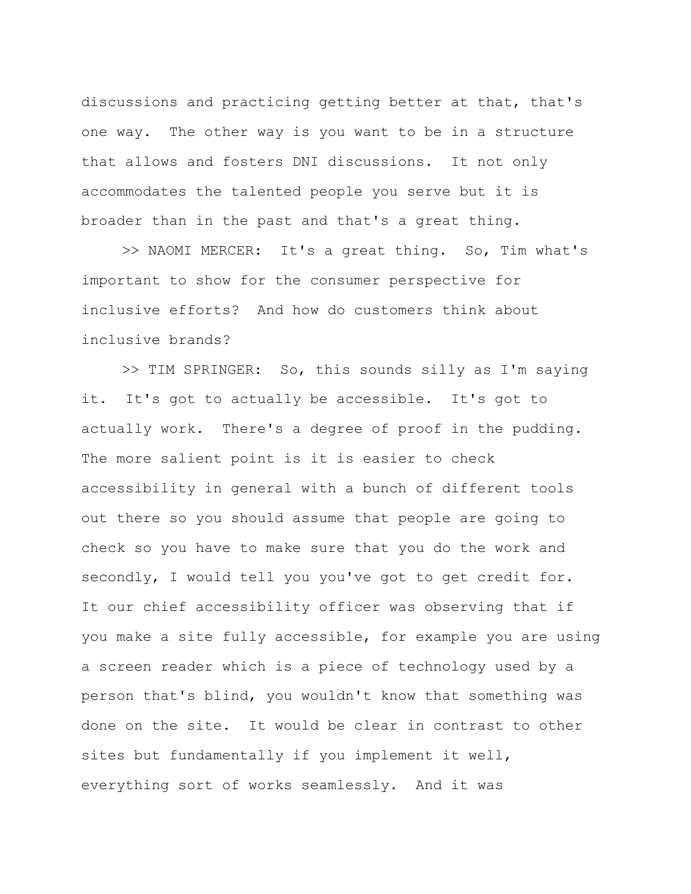discussions and practicing getting better at that, that's one way. The other way is you want to be in a structure that allows and fosters DNI discussions. It not only accommodates the talented people you serve but it is broader than in the past and that's a great thing.

>> NAOMI MERCER: It's a great thing. So, Tim what's important to show for the consumer perspective for inclusive efforts? And how do customers think about inclusive brands?

>> TIM SPRINGER: So, this sounds silly as I'm saying it. It's got to actually be accessible. It's got to actually work. There's a degree of proof in the pudding. The more salient point is it is easier to check accessibility in general with a bunch of different tools out there so you should assume that people are going to check so you have to make sure that you do the work and secondly, I would tell you you've got to get credit for. It our chief accessibility officer was observing that if you make a site fully accessible, for example you are using a screen reader which is a piece of technology used by a person that's blind, you wouldn't know that something was done on the site. It would be clear in contrast to other sites but fundamentally if you implement it well, everything sort of works seamlessly. And it was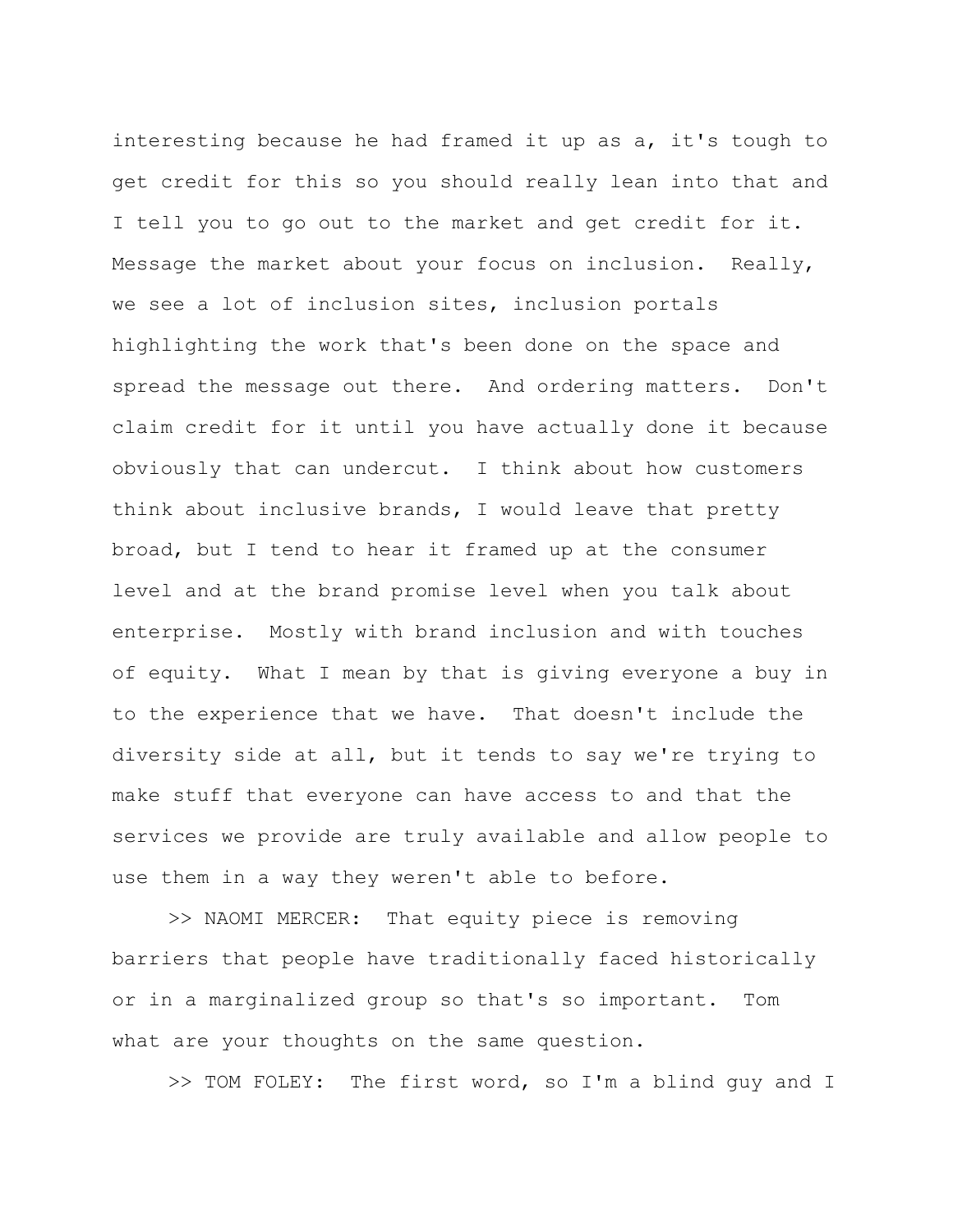interesting because he had framed it up as a, it's tough to get credit for this so you should really lean into that and I tell you to go out to the market and get credit for it. Message the market about your focus on inclusion. Really, we see a lot of inclusion sites, inclusion portals highlighting the work that's been done on the space and spread the message out there. And ordering matters. Don't claim credit for it until you have actually done it because obviously that can undercut. I think about how customers think about inclusive brands, I would leave that pretty broad, but I tend to hear it framed up at the consumer level and at the brand promise level when you talk about enterprise. Mostly with brand inclusion and with touches of equity. What I mean by that is giving everyone a buy in to the experience that we have. That doesn't include the diversity side at all, but it tends to say we're trying to make stuff that everyone can have access to and that the services we provide are truly available and allow people to use them in a way they weren't able to before.

>> NAOMI MERCER: That equity piece is removing barriers that people have traditionally faced historically or in a marginalized group so that's so important. Tom what are your thoughts on the same question.

>> TOM FOLEY: The first word, so I'm a blind guy and I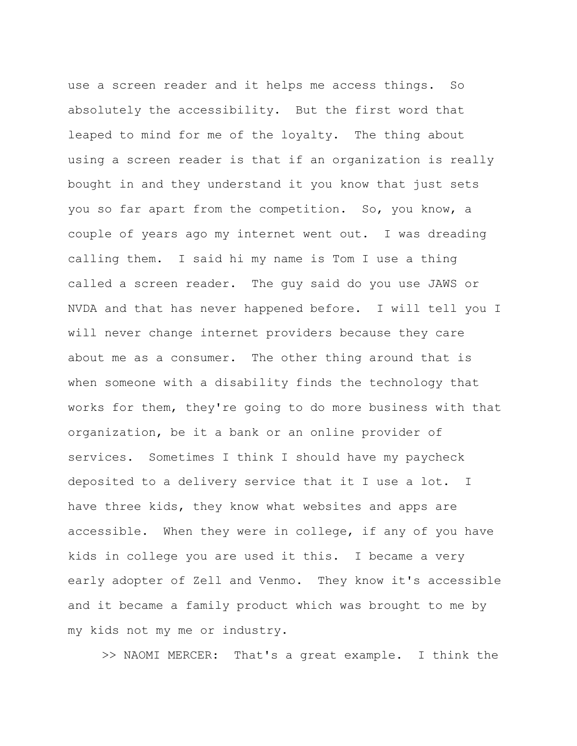use a screen reader and it helps me access things.  So absolutely the accessibility.  But the first word that leaped to mind for me of the loyalty.  The thing about using a screen reader is that if an organization is really bought in and they understand it you know that just sets you so far apart from the competition.  So, you know, a couple of years ago my internet went out.  I was dreading calling them.  I said hi my name is Tom I use a thing called a screen reader.  The guy said do you use JAWS or NVDA and that has never happened before.  I will tell you I will never change internet providers because they care about me as a consumer.  The other thing around that is when someone with a disability finds the technology that works for them, they're going to do more business with that organization, be it a bank or an online provider of services.  Sometimes I think I should have my paycheck deposited to a delivery service that it I use a lot.  I have three kids, they know what websites and apps are accessible.  When they were in college, if any of you have kids in college you are used it this.  I became a very early adopter of Zell and Venmo.  They know it's accessible and it became a family product which was brought to me by my kids not my me or industry.

>> NAOMI MERCER:  That's a great example.  I think the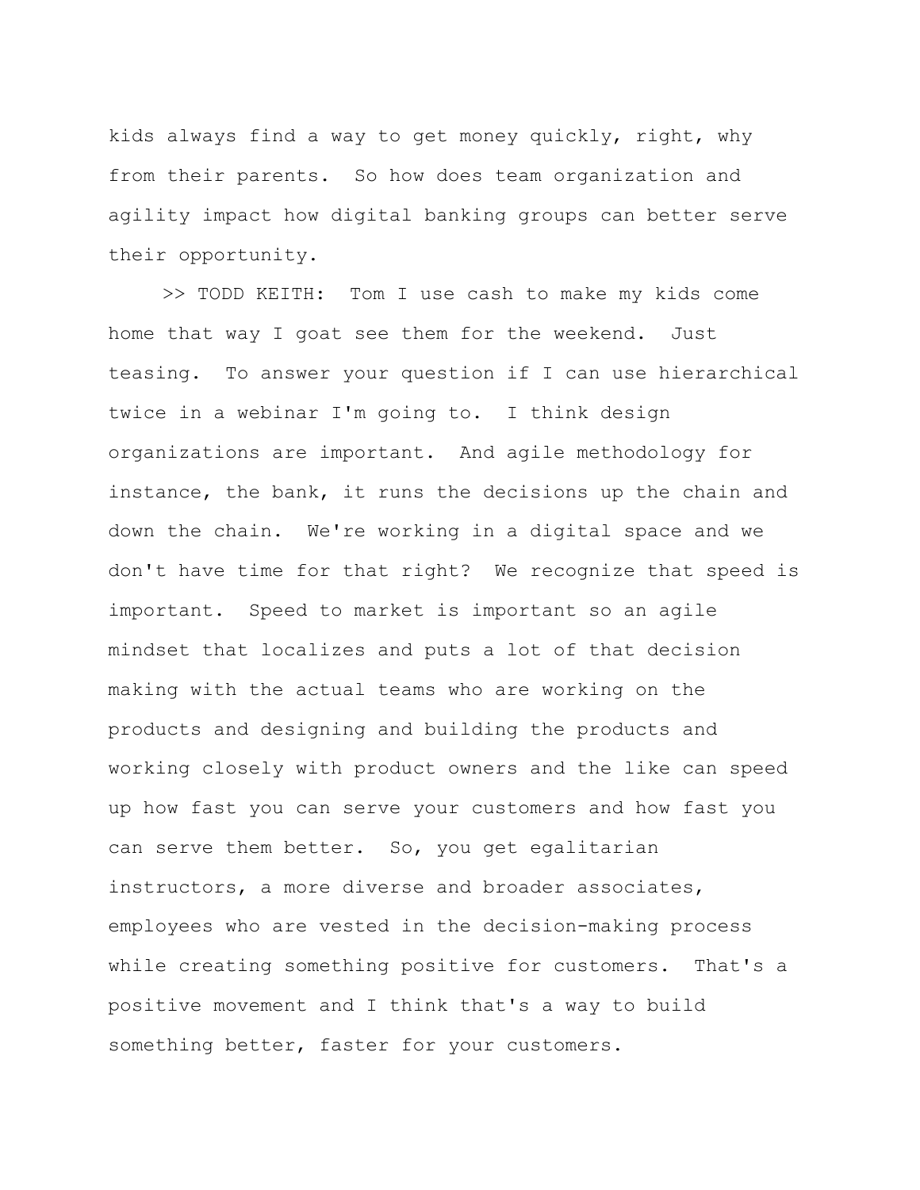kids always find a way to get money quickly, right, why from their parents. So how does team organization and agility impact how digital banking groups can better serve their opportunity.

>> TODD KEITH: Tom I use cash to make my kids come home that way I goat see them for the weekend. Just teasing. To answer your question if I can use hierarchical twice in a webinar I'm going to. I think design organizations are important. And agile methodology for instance, the bank, it runs the decisions up the chain and down the chain. We're working in a digital space and we don't have time for that right? We recognize that speed is important. Speed to market is important so an agile mindset that localizes and puts a lot of that decision making with the actual teams who are working on the products and designing and building the products and working closely with product owners and the like can speed up how fast you can serve your customers and how fast you can serve them better. So, you get egalitarian instructors, a more diverse and broader associates, employees who are vested in the decision-making process while creating something positive for customers. That's a positive movement and I think that's a way to build something better, faster for your customers.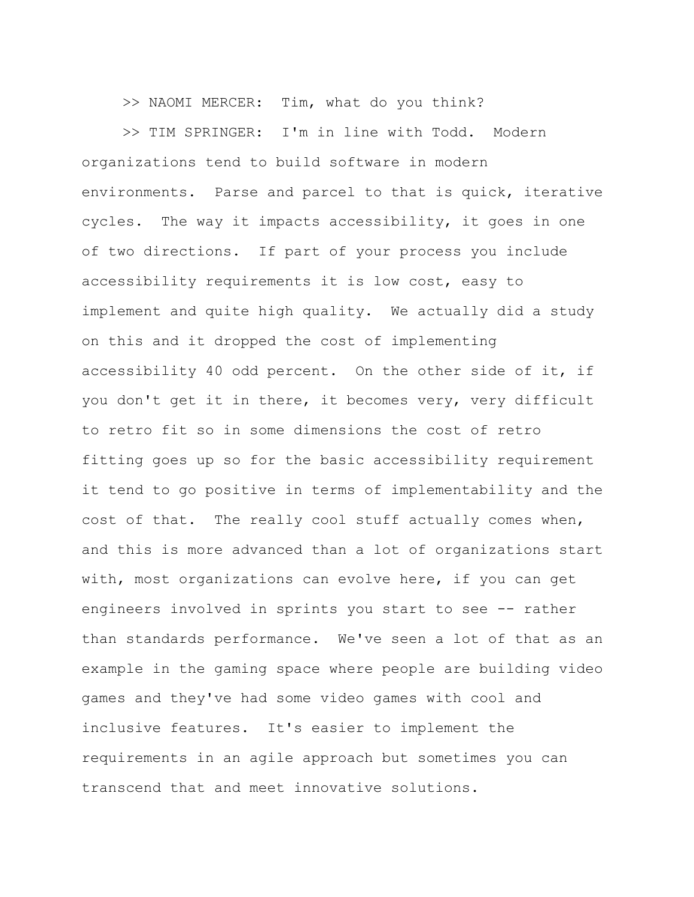>> NAOMI MERCER: Tim, what do you think?

>> TIM SPRINGER: I'm in line with Todd. Modern organizations tend to build software in modern environments. Parse and parcel to that is quick, iterative cycles. The way it impacts accessibility, it goes in one of two directions. If part of your process you include accessibility requirements it is low cost, easy to implement and quite high quality. We actually did a study on this and it dropped the cost of implementing accessibility 40 odd percent. On the other side of it, if you don't get it in there, it becomes very, very difficult to retro fit so in some dimensions the cost of retro fitting goes up so for the basic accessibility requirement it tend to go positive in terms of implementability and the cost of that. The really cool stuff actually comes when, and this is more advanced than a lot of organizations start with, most organizations can evolve here, if you can get engineers involved in sprints you start to see -- rather than standards performance. We've seen a lot of that as an example in the gaming space where people are building video games and they've had some video games with cool and inclusive features. It's easier to implement the requirements in an agile approach but sometimes you can transcend that and meet innovative solutions.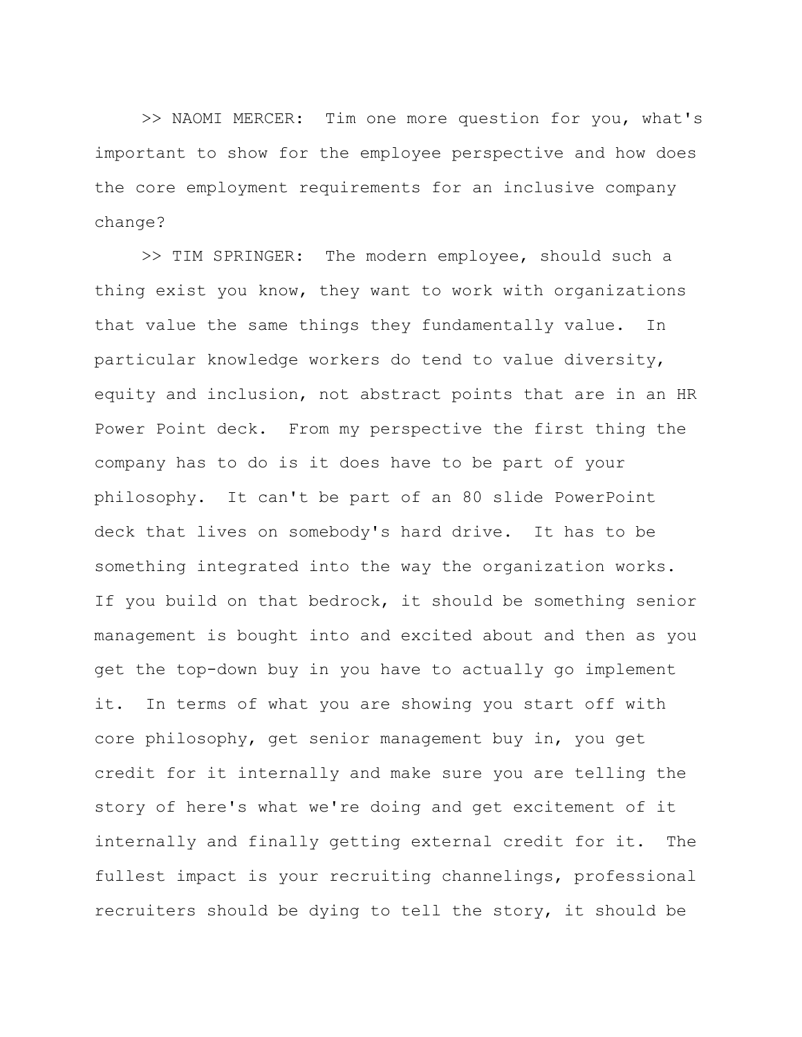>> NAOMI MERCER:  Tim one more question for you, what's important to show for the employee perspective and how does the core employment requirements for an inclusive company change?

>> TIM SPRINGER:  The modern employee, should such a thing exist you know, they want to work with organizations that value the same things they fundamentally value.  In particular knowledge workers do tend to value diversity, equity and inclusion, not abstract points that are in an HR Power Point deck.  From my perspective the first thing the company has to do is it does have to be part of your philosophy.  It can't be part of an 80 slide PowerPoint deck that lives on somebody's hard drive.  It has to be something integrated into the way the organization works. If you build on that bedrock, it should be something senior management is bought into and excited about and then as you get the top-down buy in you have to actually go implement it.  In terms of what you are showing you start off with core philosophy, get senior management buy in, you get credit for it internally and make sure you are telling the story of here's what we're doing and get excitement of it internally and finally getting external credit for it.  The fullest impact is your recruiting channelings, professional recruiters should be dying to tell the story, it should be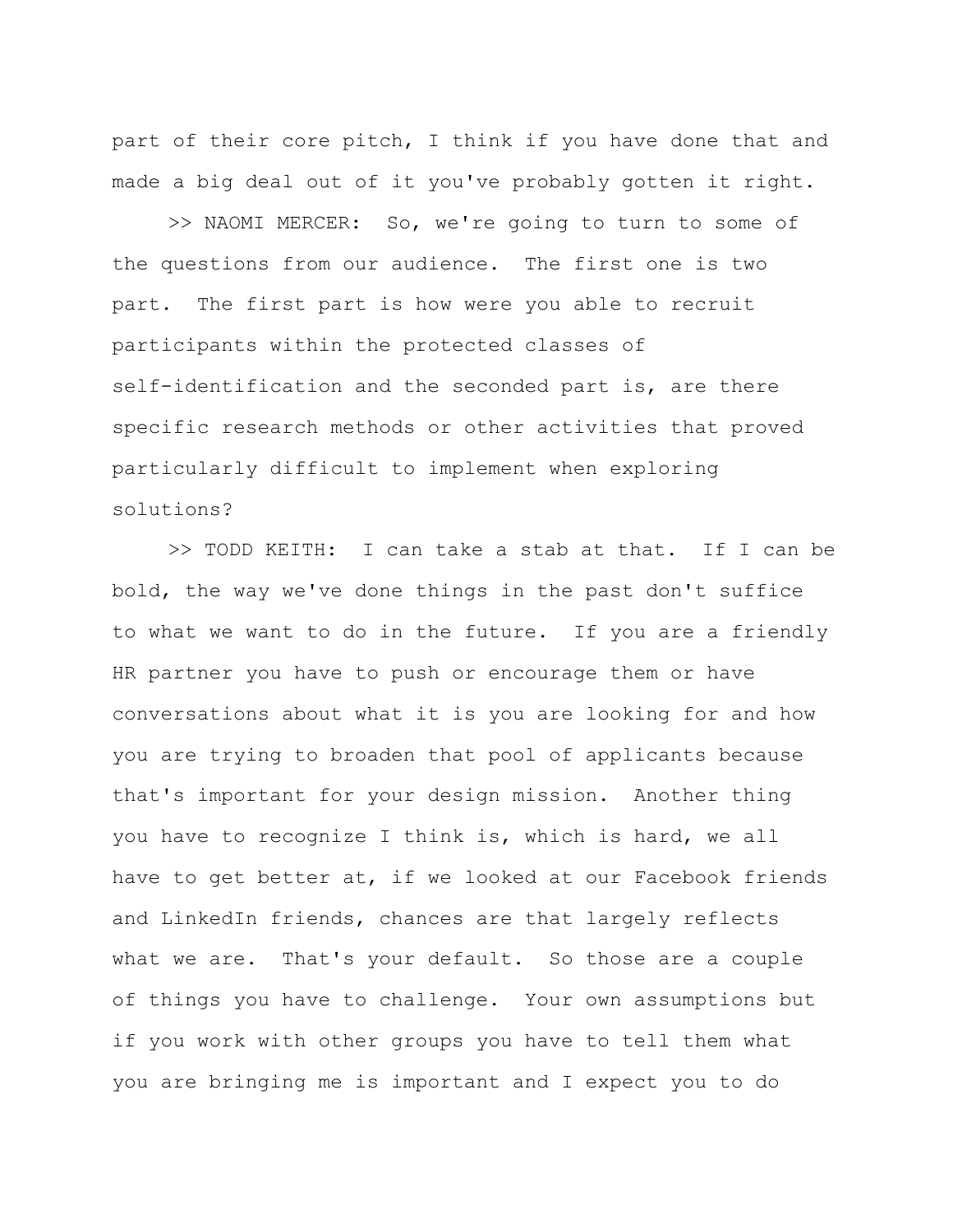part of their core pitch, I think if you have done that and made a big deal out of it you've probably gotten it right.

>> NAOMI MERCER: So, we're going to turn to some of the questions from our audience. The first one is two part. The first part is how were you able to recruit participants within the protected classes of self-identification and the seconded part is, are there specific research methods or other activities that proved particularly difficult to implement when exploring solutions?

>> TODD KEITH: I can take a stab at that. If I can be bold, the way we've done things in the past don't suffice to what we want to do in the future. If you are a friendly HR partner you have to push or encourage them or have conversations about what it is you are looking for and how you are trying to broaden that pool of applicants because that's important for your design mission. Another thing you have to recognize I think is, which is hard, we all have to get better at, if we looked at our Facebook friends and LinkedIn friends, chances are that largely reflects what we are. That's your default. So those are a couple of things you have to challenge. Your own assumptions but if you work with other groups you have to tell them what you are bringing me is important and I expect you to do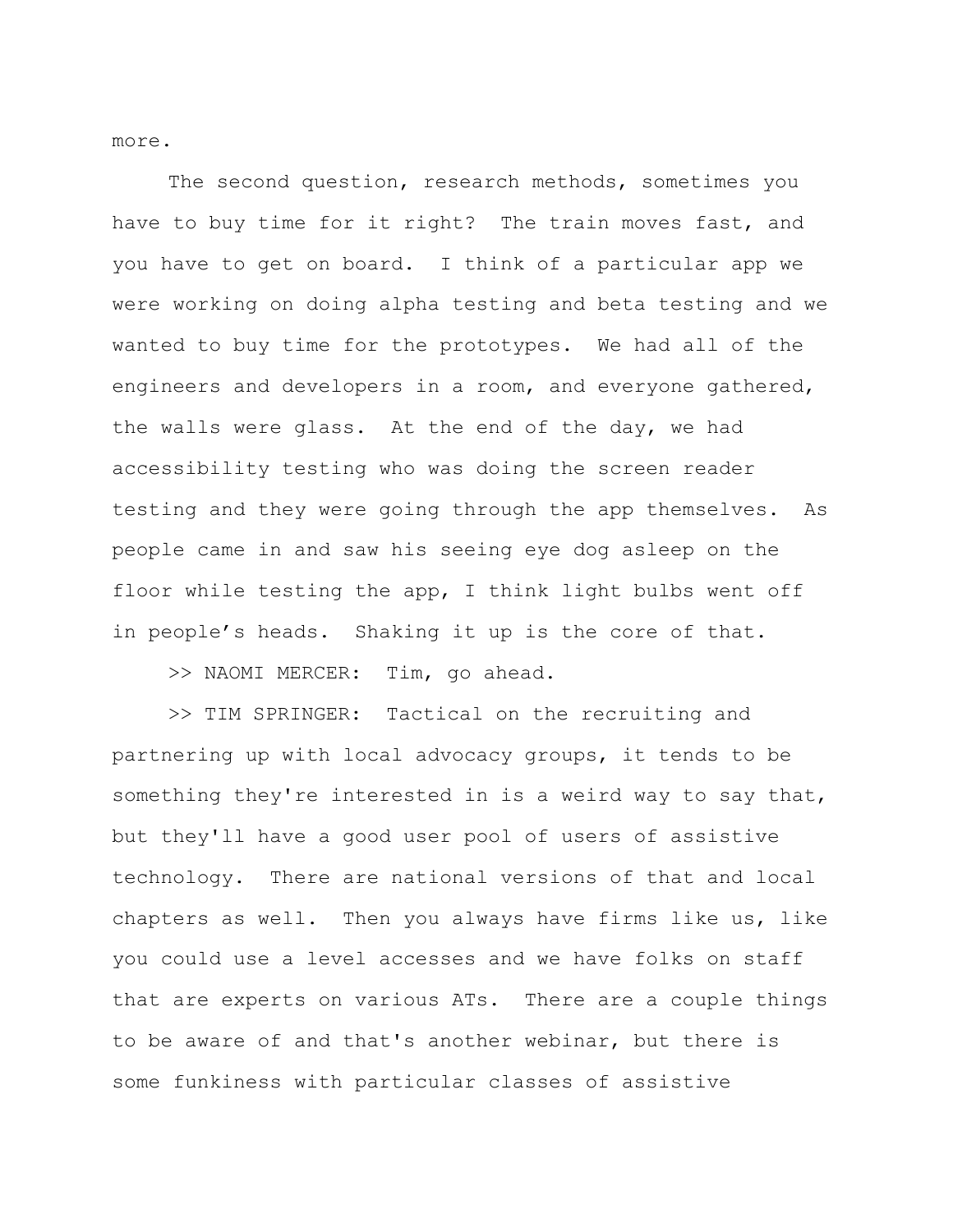more.

The second question, research methods, sometimes you have to buy time for it right? The train moves fast, and you have to get on board. I think of a particular app we were working on doing alpha testing and beta testing and we wanted to buy time for the prototypes. We had all of the engineers and developers in a room, and everyone gathered, the walls were glass. At the end of the day, we had accessibility testing who was doing the screen reader testing and they were going through the app themselves. As people came in and saw his seeing eye dog asleep on the floor while testing the app, I think light bulbs went off in people's heads. Shaking it up is the core of that.

>> NAOMI MERCER: Tim, go ahead.

>> TIM SPRINGER: Tactical on the recruiting and partnering up with local advocacy groups, it tends to be something they're interested in is a weird way to say that, but they'll have a good user pool of users of assistive technology. There are national versions of that and local chapters as well. Then you always have firms like us, like you could use a level accesses and we have folks on staff that are experts on various ATs. There are a couple things to be aware of and that's another webinar, but there is some funkiness with particular classes of assistive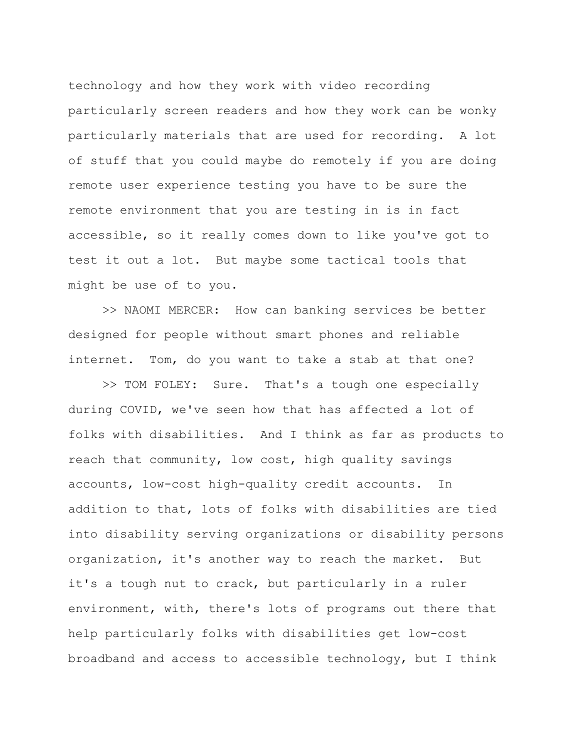technology and how they work with video recording particularly screen readers and how they work can be wonky particularly materials that are used for recording. A lot of stuff that you could maybe do remotely if you are doing remote user experience testing you have to be sure the remote environment that you are testing in is in fact accessible, so it really comes down to like you've got to test it out a lot. But maybe some tactical tools that might be use of to you.

>> NAOMI MERCER: How can banking services be better designed for people without smart phones and reliable internet. Tom, do you want to take a stab at that one?

>> TOM FOLEY: Sure. That's a tough one especially during COVID, we've seen how that has affected a lot of folks with disabilities. And I think as far as products to reach that community, low cost, high quality savings accounts, low-cost high-quality credit accounts. In addition to that, lots of folks with disabilities are tied into disability serving organizations or disability persons organization, it's another way to reach the market. But it's a tough nut to crack, but particularly in a ruler environment, with, there's lots of programs out there that help particularly folks with disabilities get low-cost broadband and access to accessible technology, but I think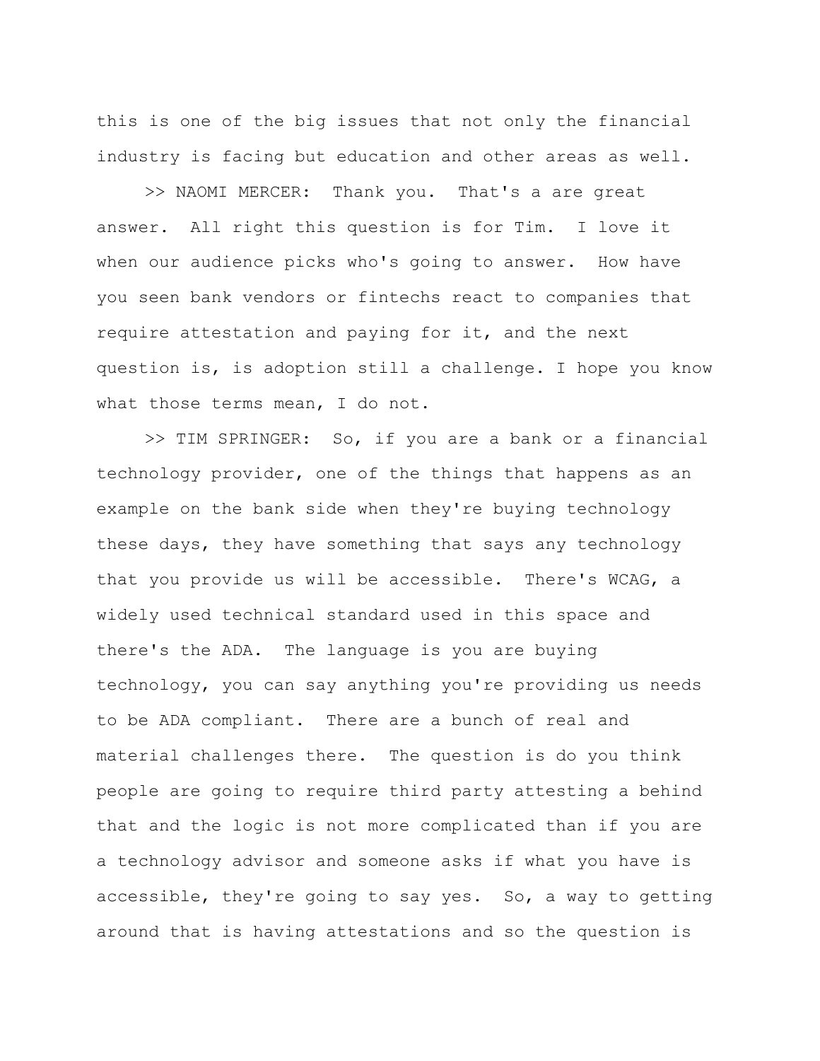this is one of the big issues that not only the financial industry is facing but education and other areas as well.

>> NAOMI MERCER: Thank you. That's a are great answer. All right this question is for Tim. I love it when our audience picks who's going to answer. How have you seen bank vendors or fintechs react to companies that require attestation and paying for it, and the next question is, is adoption still a challenge. I hope you know what those terms mean, I do not.

>> TIM SPRINGER: So, if you are a bank or a financial technology provider, one of the things that happens as an example on the bank side when they're buying technology these days, they have something that says any technology that you provide us will be accessible. There's WCAG, a widely used technical standard used in this space and there's the ADA. The language is you are buying technology, you can say anything you're providing us needs to be ADA compliant. There are a bunch of real and material challenges there. The question is do you think people are going to require third party attesting a behind that and the logic is not more complicated than if you are a technology advisor and someone asks if what you have is accessible, they're going to say yes. So, a way to getting around that is having attestations and so the question is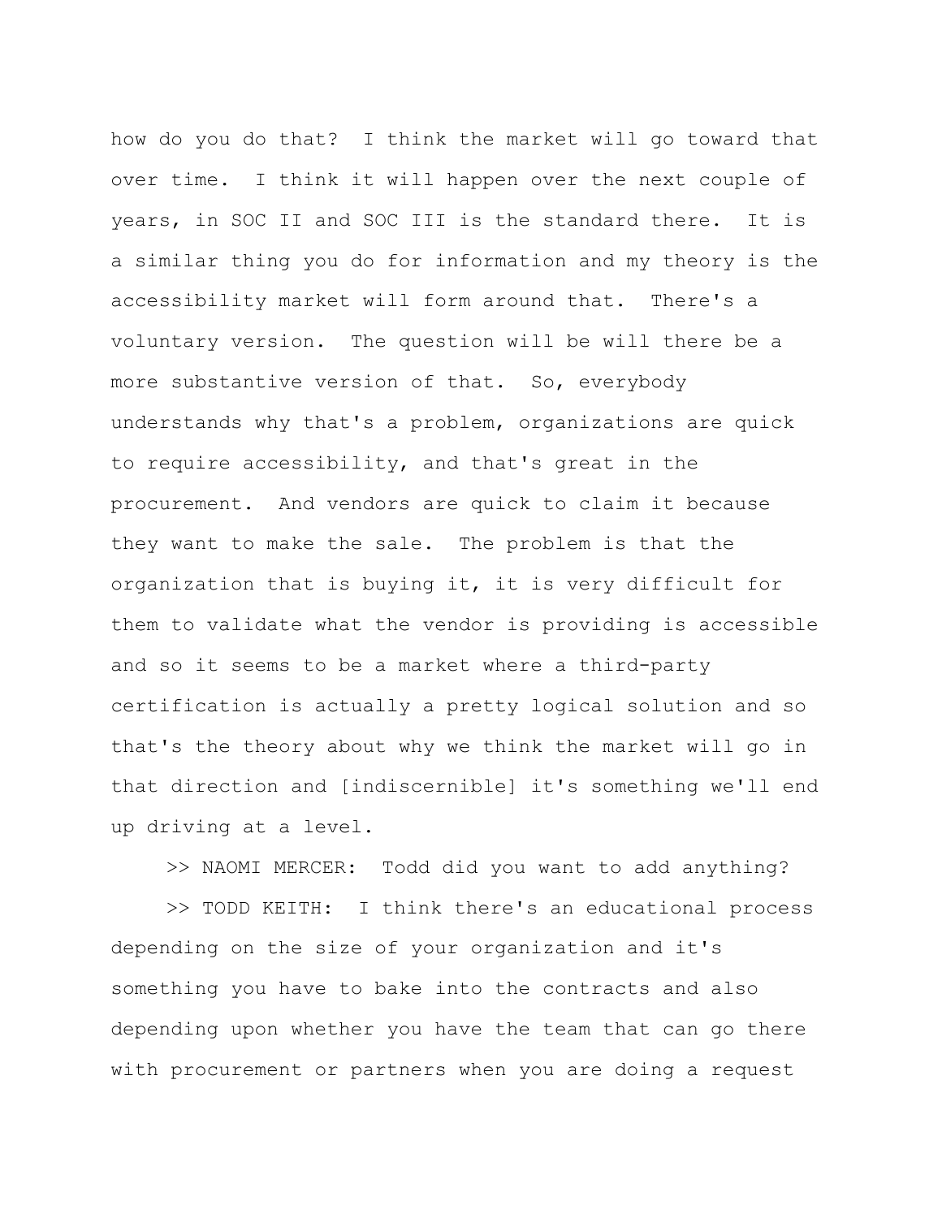how do you do that? I think the market will go toward that over time. I think it will happen over the next couple of years, in SOC II and SOC III is the standard there. It is a similar thing you do for information and my theory is the accessibility market will form around that. There's a voluntary version. The question will be will there be a more substantive version of that. So, everybody understands why that's a problem, organizations are quick to require accessibility, and that's great in the procurement. And vendors are quick to claim it because they want to make the sale. The problem is that the organization that is buying it, it is very difficult for them to validate what the vendor is providing is accessible and so it seems to be a market where a third-party certification is actually a pretty logical solution and so that's the theory about why we think the market will go in that direction and [indiscernible] it's something we'll end up driving at a level.

>> NAOMI MERCER: Todd did you want to add anything?

>> TODD KEITH: I think there's an educational process depending on the size of your organization and it's something you have to bake into the contracts and also depending upon whether you have the team that can go there with procurement or partners when you are doing a request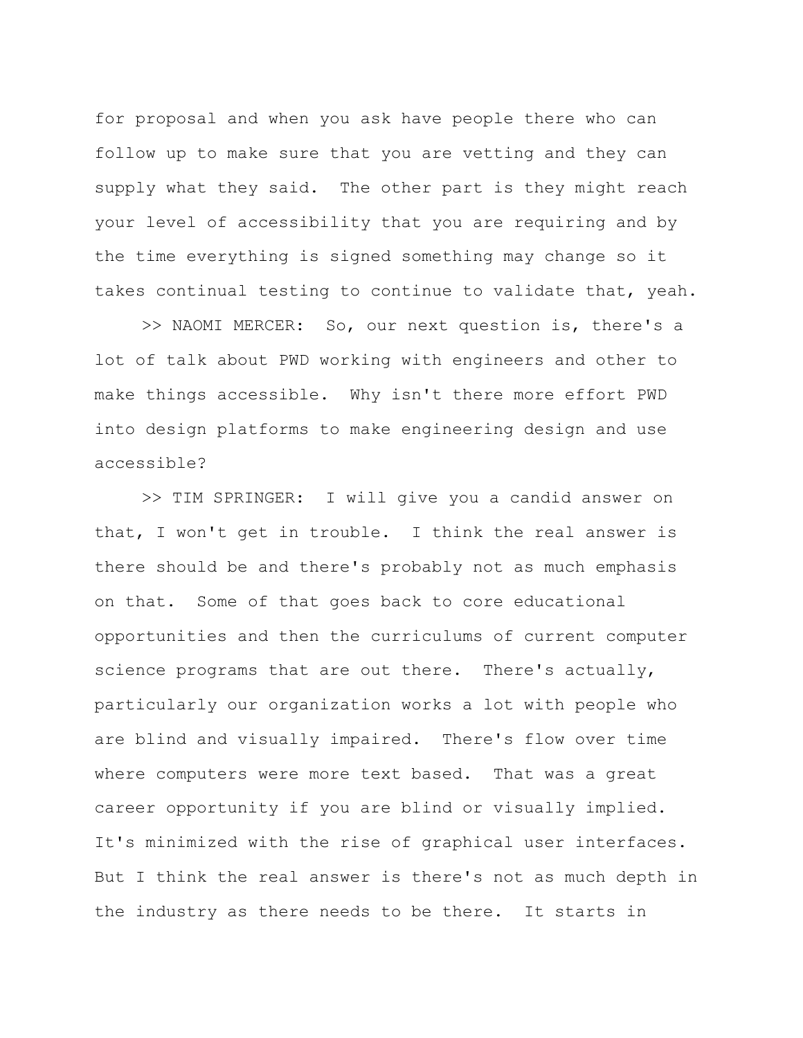for proposal and when you ask have people there who can follow up to make sure that you are vetting and they can supply what they said. The other part is they might reach your level of accessibility that you are requiring and by the time everything is signed something may change so it takes continual testing to continue to validate that, yeah.

>> NAOMI MERCER: So, our next question is, there's a lot of talk about PWD working with engineers and other to make things accessible. Why isn't there more effort PWD into design platforms to make engineering design and use accessible?

>> TIM SPRINGER: I will give you a candid answer on that, I won't get in trouble. I think the real answer is there should be and there's probably not as much emphasis on that. Some of that goes back to core educational opportunities and then the curriculums of current computer science programs that are out there. There's actually, particularly our organization works a lot with people who are blind and visually impaired. There's flow over time where computers were more text based. That was a great career opportunity if you are blind or visually implied. It's minimized with the rise of graphical user interfaces. But I think the real answer is there's not as much depth in the industry as there needs to be there. It starts in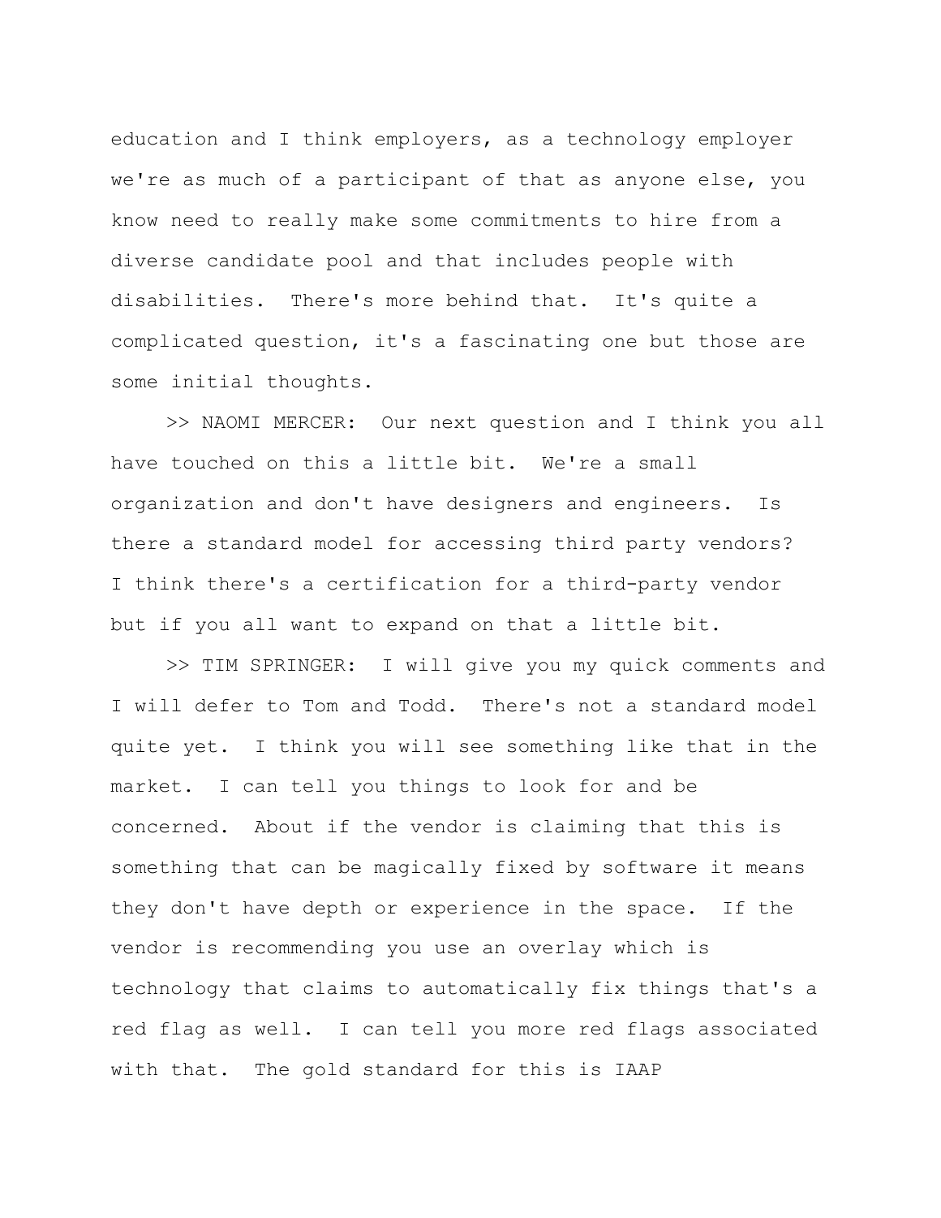education and I think employers, as a technology employer we're as much of a participant of that as anyone else, you know need to really make some commitments to hire from a diverse candidate pool and that includes people with disabilities. There's more behind that. It's quite a complicated question, it's a fascinating one but those are some initial thoughts.

>> NAOMI MERCER: Our next question and I think you all have touched on this a little bit. We're a small organization and don't have designers and engineers. Is there a standard model for accessing third party vendors? I think there's a certification for a third-party vendor but if you all want to expand on that a little bit.

>> TIM SPRINGER: I will give you my quick comments and I will defer to Tom and Todd. There's not a standard model quite yet. I think you will see something like that in the market. I can tell you things to look for and be concerned. About if the vendor is claiming that this is something that can be magically fixed by software it means they don't have depth or experience in the space. If the vendor is recommending you use an overlay which is technology that claims to automatically fix things that's a red flag as well. I can tell you more red flags associated with that. The gold standard for this is IAAP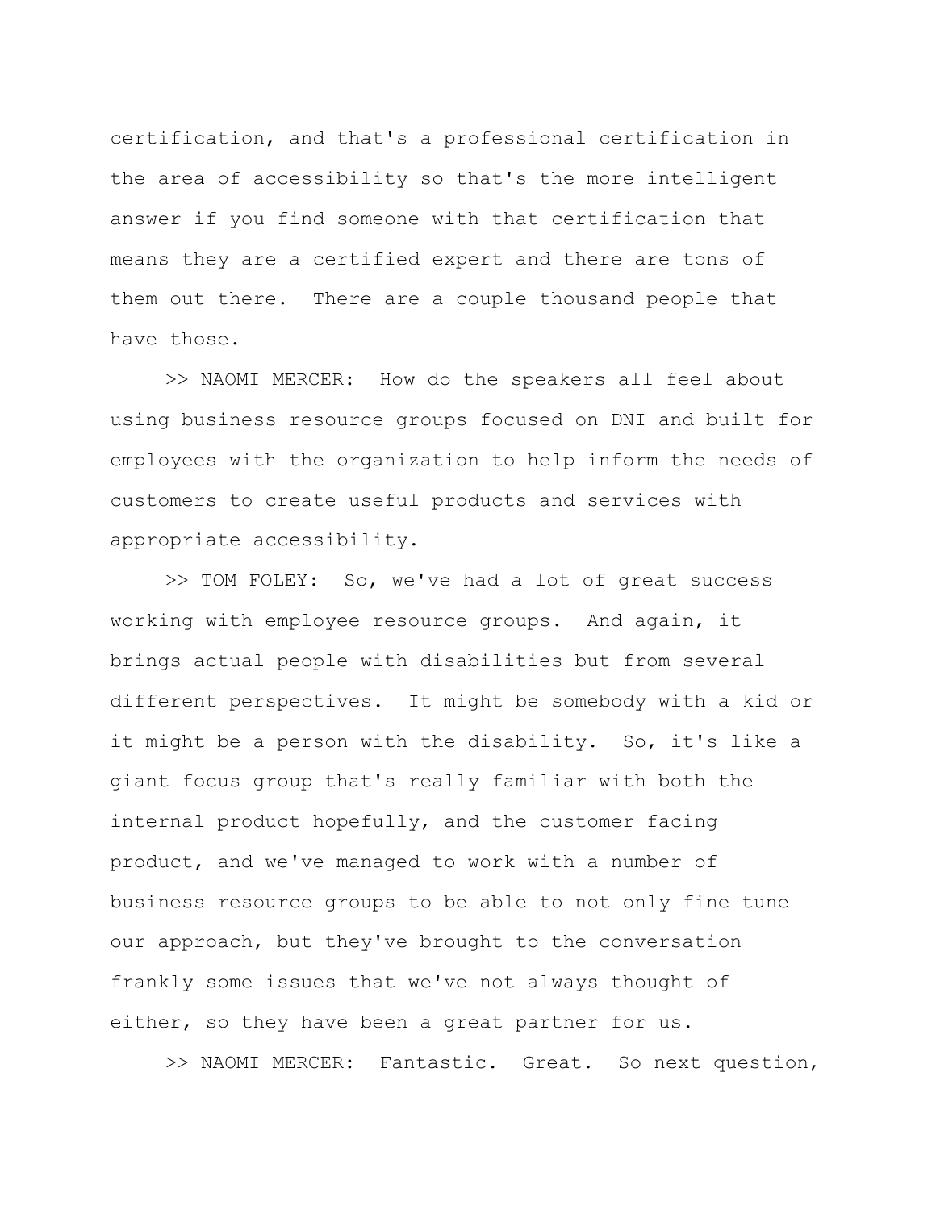certification, and that's a professional certification in the area of accessibility so that's the more intelligent answer if you find someone with that certification that means they are a certified expert and there are tons of them out there. There are a couple thousand people that have those.

>> NAOMI MERCER: How do the speakers all feel about using business resource groups focused on DNI and built for employees with the organization to help inform the needs of customers to create useful products and services with appropriate accessibility.

>> TOM FOLEY: So, we've had a lot of great success working with employee resource groups. And again, it brings actual people with disabilities but from several different perspectives. It might be somebody with a kid or it might be a person with the disability. So, it's like a giant focus group that's really familiar with both the internal product hopefully, and the customer facing product, and we've managed to work with a number of business resource groups to be able to not only fine tune our approach, but they've brought to the conversation frankly some issues that we've not always thought of either, so they have been a great partner for us.

>> NAOMI MERCER: Fantastic. Great. So next question,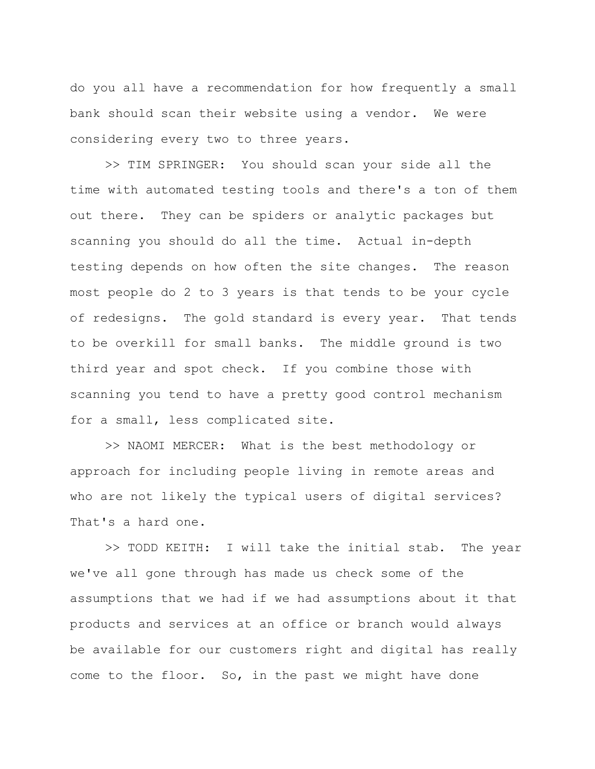do you all have a recommendation for how frequently a small bank should scan their website using a vendor. We were considering every two to three years.

>> TIM SPRINGER: You should scan your side all the time with automated testing tools and there's a ton of them out there. They can be spiders or analytic packages but scanning you should do all the time. Actual in-depth testing depends on how often the site changes. The reason most people do 2 to 3 years is that tends to be your cycle of redesigns. The gold standard is every year. That tends to be overkill for small banks. The middle ground is two third year and spot check. If you combine those with scanning you tend to have a pretty good control mechanism for a small, less complicated site.

>> NAOMI MERCER: What is the best methodology or approach for including people living in remote areas and who are not likely the typical users of digital services? That's a hard one.

>> TODD KEITH: I will take the initial stab. The year we've all gone through has made us check some of the assumptions that we had if we had assumptions about it that products and services at an office or branch would always be available for our customers right and digital has really come to the floor. So, in the past we might have done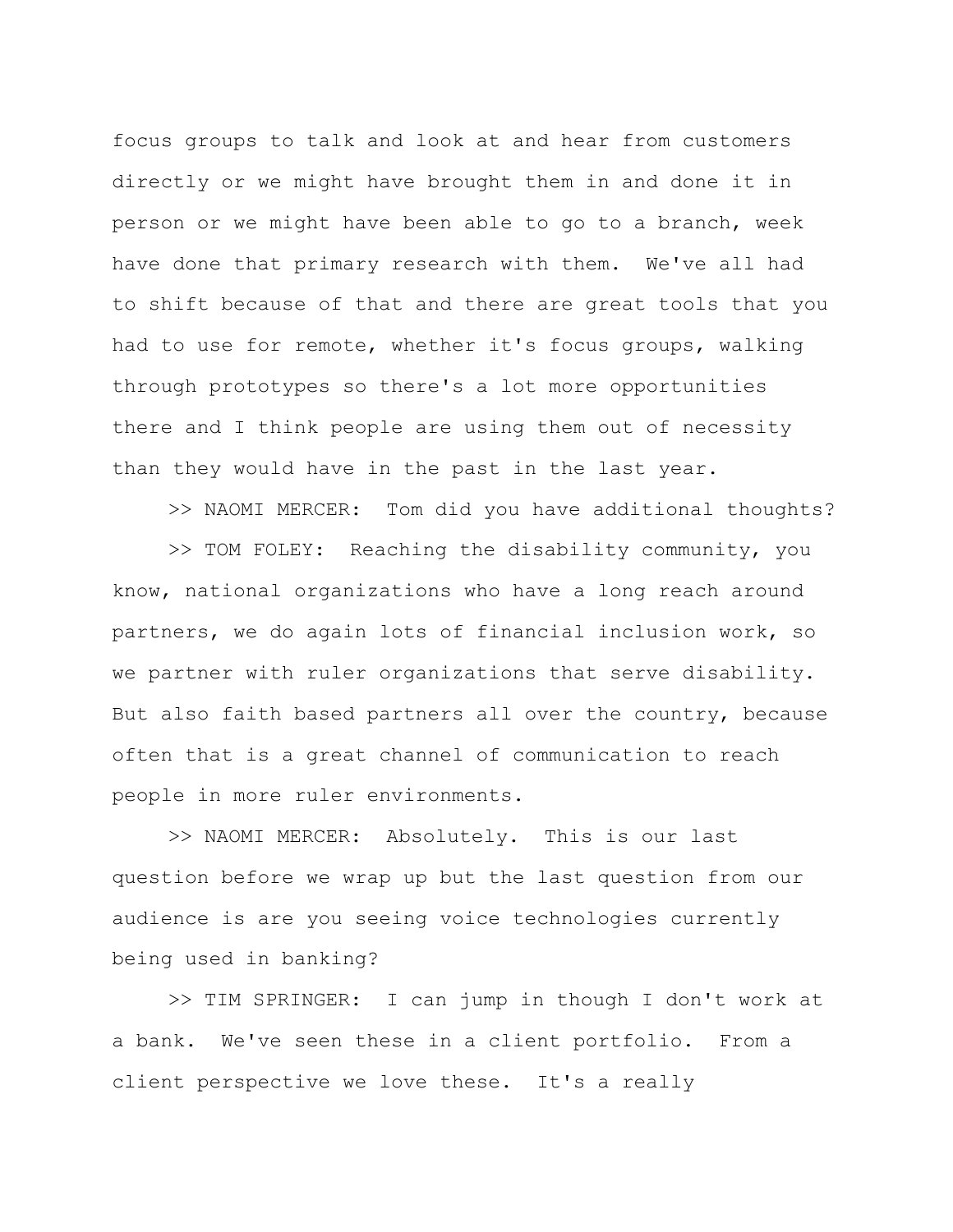focus groups to talk and look at and hear from customers directly or we might have brought them in and done it in person or we might have been able to go to a branch, week have done that primary research with them. We've all had to shift because of that and there are great tools that you had to use for remote, whether it's focus groups, walking through prototypes so there's a lot more opportunities there and I think people are using them out of necessity than they would have in the past in the last year.

>> NAOMI MERCER: Tom did you have additional thoughts?

>> TOM FOLEY: Reaching the disability community, you know, national organizations who have a long reach around partners, we do again lots of financial inclusion work, so we partner with ruler organizations that serve disability. But also faith based partners all over the country, because often that is a great channel of communication to reach people in more ruler environments.

>> NAOMI MERCER: Absolutely. This is our last question before we wrap up but the last question from our audience is are you seeing voice technologies currently being used in banking?

>> TIM SPRINGER: I can jump in though I don't work at a bank. We've seen these in a client portfolio. From a client perspective we love these. It's a really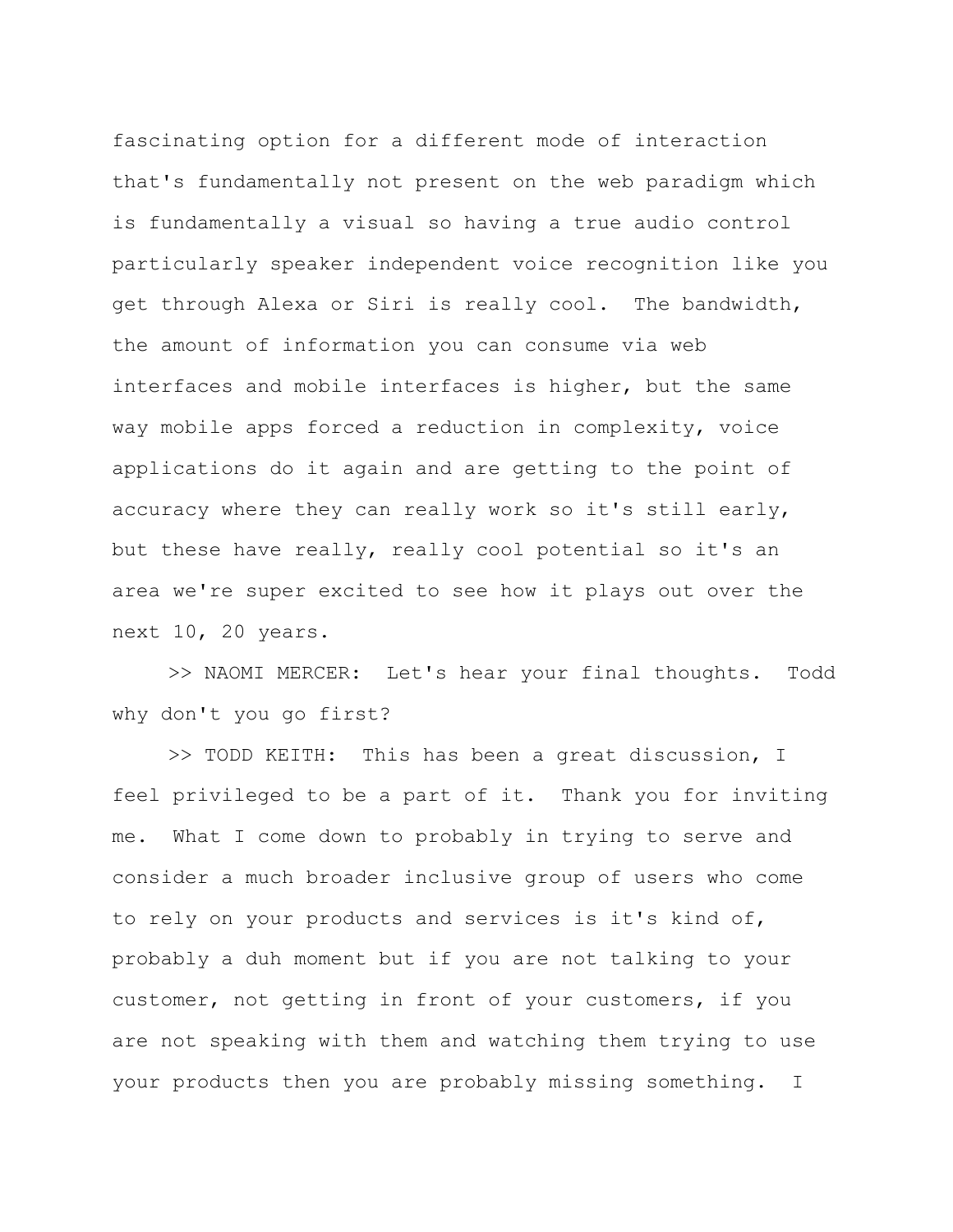fascinating option for a different mode of interaction that's fundamentally not present on the web paradigm which is fundamentally a visual so having a true audio control particularly speaker independent voice recognition like you get through Alexa or Siri is really cool. The bandwidth, the amount of information you can consume via web interfaces and mobile interfaces is higher, but the same way mobile apps forced a reduction in complexity, voice applications do it again and are getting to the point of accuracy where they can really work so it's still early, but these have really, really cool potential so it's an area we're super excited to see how it plays out over the next 10, 20 years.

>> NAOMI MERCER: Let's hear your final thoughts. Todd why don't you go first?

>> TODD KEITH: This has been a great discussion, I feel privileged to be a part of it. Thank you for inviting me. What I come down to probably in trying to serve and consider a much broader inclusive group of users who come to rely on your products and services is it's kind of, probably a duh moment but if you are not talking to your customer, not getting in front of your customers, if you are not speaking with them and watching them trying to use your products then you are probably missing something. I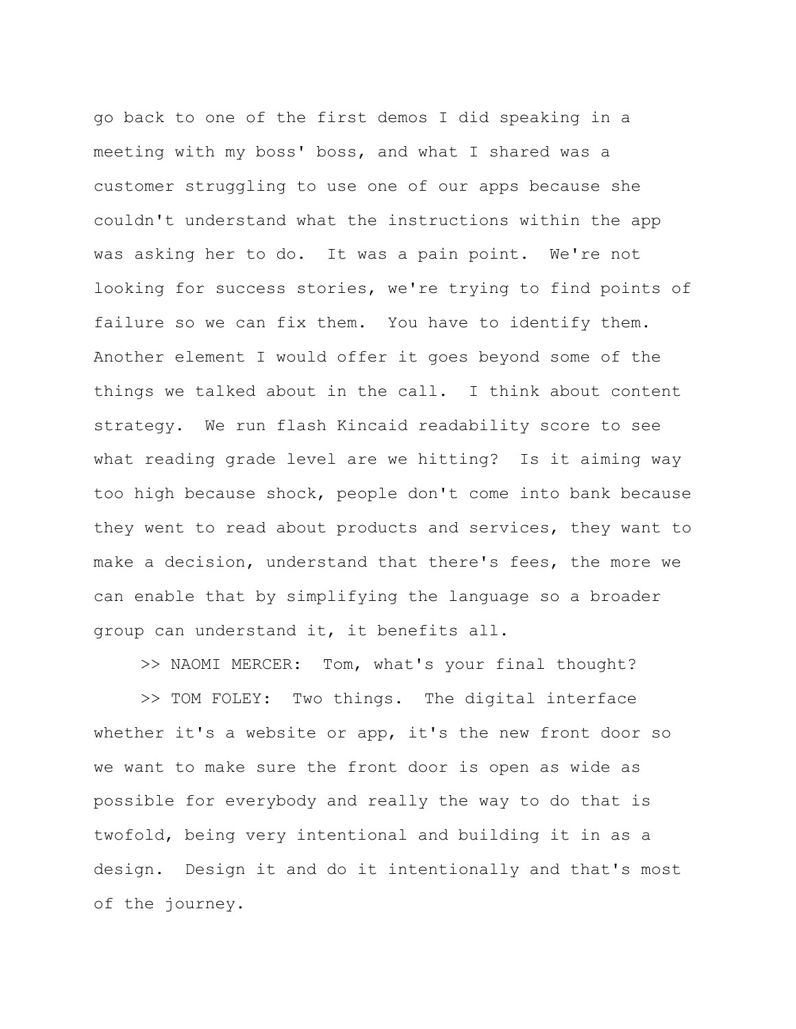go back to one of the first demos I did speaking in a meeting with my boss' boss, and what I shared was a customer struggling to use one of our apps because she couldn't understand what the instructions within the app was asking her to do. It was a pain point. We're not looking for success stories, we're trying to find points of failure so we can fix them. You have to identify them. Another element I would offer it goes beyond some of the things we talked about in the call. I think about content strategy. We run flash Kincaid readability score to see what reading grade level are we hitting? Is it aiming way too high because shock, people don't come into bank because they went to read about products and services, they want to make a decision, understand that there's fees, the more we can enable that by simplifying the language so a broader group can understand it, it benefits all.

>> NAOMI MERCER: Tom, what's your final thought?

>> TOM FOLEY: Two things. The digital interface whether it's a website or app, it's the new front door so we want to make sure the front door is open as wide as possible for everybody and really the way to do that is twofold, being very intentional and building it in as a design. Design it and do it intentionally and that's most of the journey.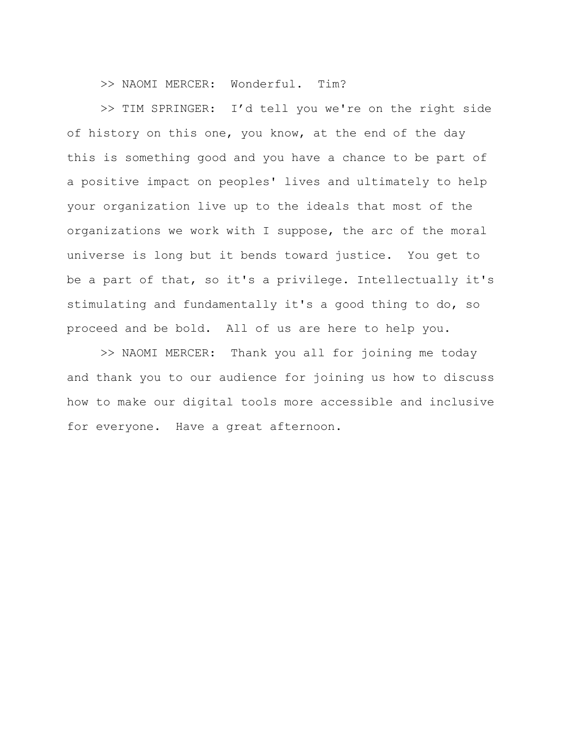>> NAOMI MERCER:  Wonderful.  Tim?

>> TIM SPRINGER:  I'd tell you we're on the right side of history on this one, you know, at the end of the day this is something good and you have a chance to be part of a positive impact on peoples' lives and ultimately to help your organization live up to the ideals that most of the organizations we work with I suppose, the arc of the moral universe is long but it bends toward justice.  You get to be a part of that, so it's a privilege. Intellectually it's stimulating and fundamentally it's a good thing to do, so proceed and be bold.  All of us are here to help you.

>> NAOMI MERCER:  Thank you all for joining me today and thank you to our audience for joining us how to discuss how to make our digital tools more accessible and inclusive for everyone.  Have a great afternoon.